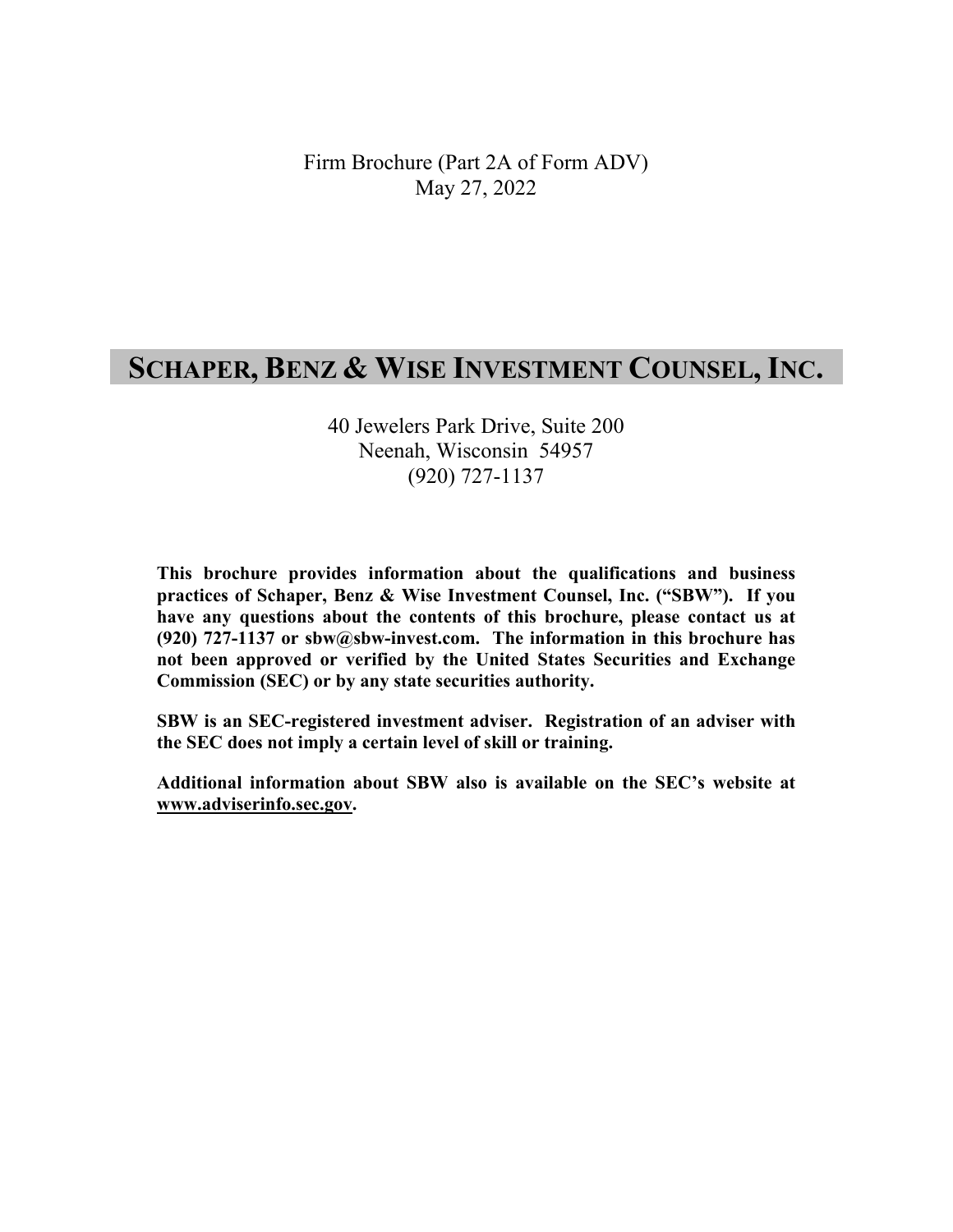Firm Brochure (Part 2A of Form ADV)
May 27, 2022

# SCHAPER, BENZ & WISE INVESTMENT COUNSEL, INC.

40 Jewelers Park Drive, Suite 200
Neenah, Wisconsin 54957
(920) 727-1137

**This brochure provides information about the qualifications and business practices of Schaper, Benz & Wise Investment Counsel, Inc. ("SBW"). If you have any questions about the contents of this brochure, please contact us at (920) 727-1137 or sbw@sbw-invest.com. The information in this brochure has not been approved or verified by the United States Securities and Exchange Commission (SEC) or by any state securities authority.**

**SBW is an SEC-registered investment adviser. Registration of an adviser with the SEC does not imply a certain level of skill or training.**

**Additional information about SBW also is available on the SEC's website at www.adviserinfo.sec.gov.**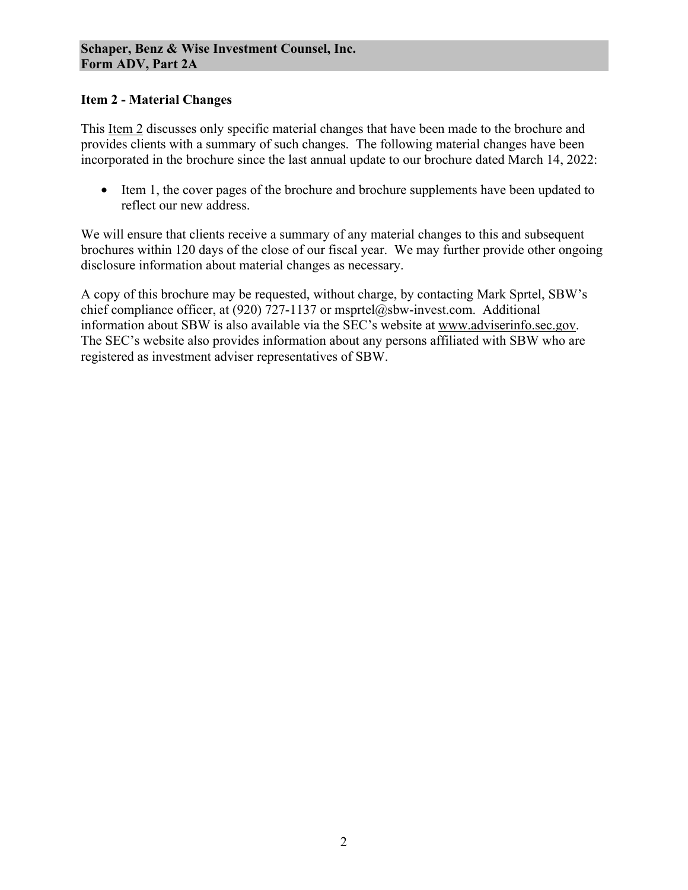## Item 2 - Material Changes

This Item 2 discusses only specific material changes that have been made to the brochure and provides clients with a summary of such changes. The following material changes have been incorporated in the brochure since the last annual update to our brochure dated March 14, 2022:

- Item 1, the cover pages of the brochure and brochure supplements have been updated to reflect our new address.

We will ensure that clients receive a summary of any material changes to this and subsequent brochures within 120 days of the close of our fiscal year. We may further provide other ongoing disclosure information about material changes as necessary.

A copy of this brochure may be requested, without charge, by contacting Mark Sprtel, SBW's chief compliance officer, at (920) 727-1137 or msprtel@sbw-invest.com. Additional information about SBW is also available via the SEC's website at www.adviserinfo.sec.gov. The SEC's website also provides information about any persons affiliated with SBW who are registered as investment adviser representatives of SBW.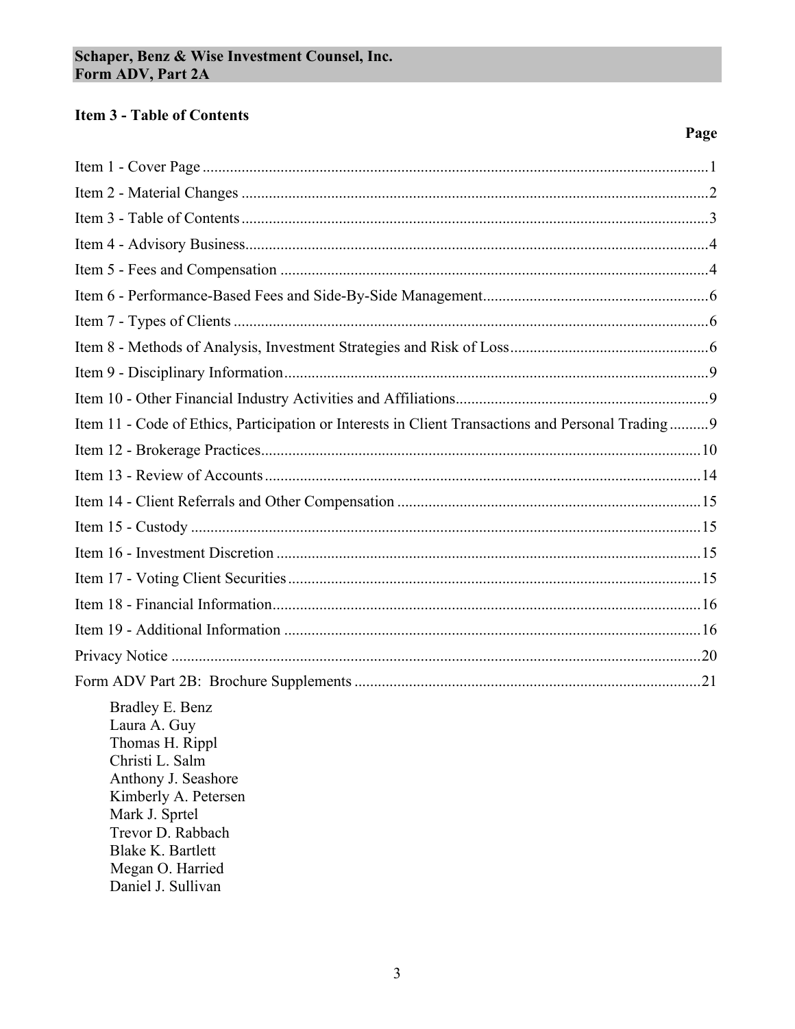## Item 3 - Table of Contents

| | Page |
|---|---|
| Item 1 - Cover Page | 1 |
| Item 2 - Material Changes | 2 |
| Item 3 - Table of Contents | 3 |
| Item 4 - Advisory Business | 4 |
| Item 5 - Fees and Compensation | 4 |
| Item 6 - Performance-Based Fees and Side-By-Side Management | 6 |
| Item 7 - Types of Clients | 6 |
| Item 8 - Methods of Analysis, Investment Strategies and Risk of Loss | 6 |
| Item 9 - Disciplinary Information | 9 |
| Item 10 - Other Financial Industry Activities and Affiliations | 9 |
| Item 11 - Code of Ethics, Participation or Interests in Client Transactions and Personal Trading | 9 |
| Item 12 - Brokerage Practices | 10 |
| Item 13 - Review of Accounts | 14 |
| Item 14 - Client Referrals and Other Compensation | 15 |
| Item 15 - Custody | 15 |
| Item 16 - Investment Discretion | 15 |
| Item 17 - Voting Client Securities | 15 |
| Item 18 - Financial Information | 16 |
| Item 19 - Additional Information | 16 |
| Privacy Notice | 20 |
| Form ADV Part 2B: Brochure Supplements | 21 |

Bradley E. Benz
Laura A. Guy
Thomas H. Rippl
Christi L. Salm
Anthony J. Seashore
Kimberly A. Petersen
Mark J. Sprtel
Trevor D. Rabbach
Blake K. Bartlett
Megan O. Harried
Daniel J. Sullivan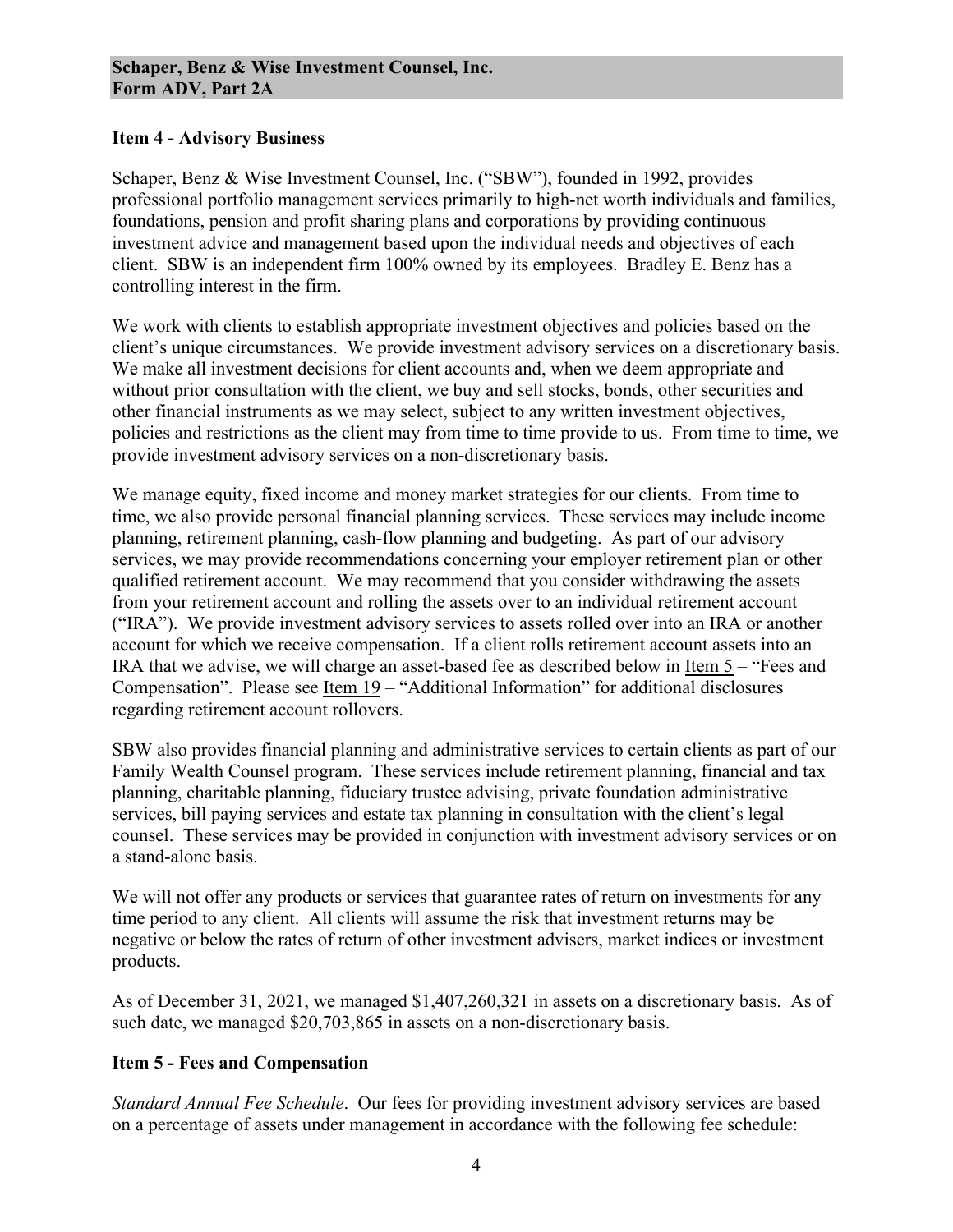## Item 4 - Advisory Business

Schaper, Benz & Wise Investment Counsel, Inc. ("SBW"), founded in 1992, provides professional portfolio management services primarily to high-net worth individuals and families, foundations, pension and profit sharing plans and corporations by providing continuous investment advice and management based upon the individual needs and objectives of each client. SBW is an independent firm 100% owned by its employees. Bradley E. Benz has a controlling interest in the firm.

We work with clients to establish appropriate investment objectives and policies based on the client's unique circumstances. We provide investment advisory services on a discretionary basis. We make all investment decisions for client accounts and, when we deem appropriate and without prior consultation with the client, we buy and sell stocks, bonds, other securities and other financial instruments as we may select, subject to any written investment objectives, policies and restrictions as the client may from time to time provide to us. From time to time, we provide investment advisory services on a non-discretionary basis.

We manage equity, fixed income and money market strategies for our clients. From time to time, we also provide personal financial planning services. These services may include income planning, retirement planning, cash-flow planning and budgeting. As part of our advisory services, we may provide recommendations concerning your employer retirement plan or other qualified retirement account. We may recommend that you consider withdrawing the assets from your retirement account and rolling the assets over to an individual retirement account ("IRA"). We provide investment advisory services to assets rolled over into an IRA or another account for which we receive compensation. If a client rolls retirement account assets into an IRA that we advise, we will charge an asset-based fee as described below in Item 5 – "Fees and Compensation". Please see Item 19 – "Additional Information" for additional disclosures regarding retirement account rollovers.

SBW also provides financial planning and administrative services to certain clients as part of our Family Wealth Counsel program. These services include retirement planning, financial and tax planning, charitable planning, fiduciary trustee advising, private foundation administrative services, bill paying services and estate tax planning in consultation with the client's legal counsel. These services may be provided in conjunction with investment advisory services or on a stand-alone basis.

We will not offer any products or services that guarantee rates of return on investments for any time period to any client. All clients will assume the risk that investment returns may be negative or below the rates of return of other investment advisers, market indices or investment products.

As of December 31, 2021, we managed $1,407,260,321 in assets on a discretionary basis. As of such date, we managed $20,703,865 in assets on a non-discretionary basis.

## Item 5 - Fees and Compensation

*Standard Annual Fee Schedule*. Our fees for providing investment advisory services are based on a percentage of assets under management in accordance with the following fee schedule: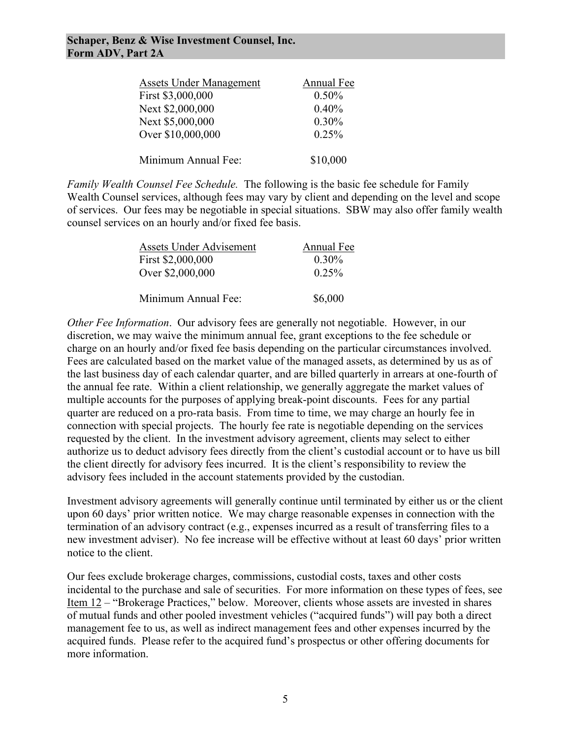| Assets Under Management | Annual Fee |
| --- | --- |
| First $3,000,000 | 0.50% |
| Next $2,000,000 | 0.40% |
| Next $5,000,000 | 0.30% |
| Over $10,000,000 | 0.25% |
| Minimum Annual Fee: | $10,000 |

*Family Wealth Counsel Fee Schedule.* The following is the basic fee schedule for Family Wealth Counsel services, although fees may vary by client and depending on the level and scope of services. Our fees may be negotiable in special situations. SBW may also offer family wealth counsel services on an hourly and/or fixed fee basis.

| Assets Under Advisement | Annual Fee |
| --- | --- |
| First $2,000,000 | 0.30% |
| Over $2,000,000 | 0.25% |
| Minimum Annual Fee: | $6,000 |

*Other Fee Information*. Our advisory fees are generally not negotiable. However, in our discretion, we may waive the minimum annual fee, grant exceptions to the fee schedule or charge on an hourly and/or fixed fee basis depending on the particular circumstances involved. Fees are calculated based on the market value of the managed assets, as determined by us as of the last business day of each calendar quarter, and are billed quarterly in arrears at one-fourth of the annual fee rate. Within a client relationship, we generally aggregate the market values of multiple accounts for the purposes of applying break-point discounts. Fees for any partial quarter are reduced on a pro-rata basis. From time to time, we may charge an hourly fee in connection with special projects. The hourly fee rate is negotiable depending on the services requested by the client. In the investment advisory agreement, clients may select to either authorize us to deduct advisory fees directly from the client's custodial account or to have us bill the client directly for advisory fees incurred. It is the client's responsibility to review the advisory fees included in the account statements provided by the custodian.

Investment advisory agreements will generally continue until terminated by either us or the client upon 60 days' prior written notice. We may charge reasonable expenses in connection with the termination of an advisory contract (e.g., expenses incurred as a result of transferring files to a new investment adviser). No fee increase will be effective without at least 60 days' prior written notice to the client.

Our fees exclude brokerage charges, commissions, custodial costs, taxes and other costs incidental to the purchase and sale of securities. For more information on these types of fees, see Item 12 – "Brokerage Practices," below. Moreover, clients whose assets are invested in shares of mutual funds and other pooled investment vehicles ("acquired funds") will pay both a direct management fee to us, as well as indirect management fees and other expenses incurred by the acquired funds. Please refer to the acquired fund's prospectus or other offering documents for more information.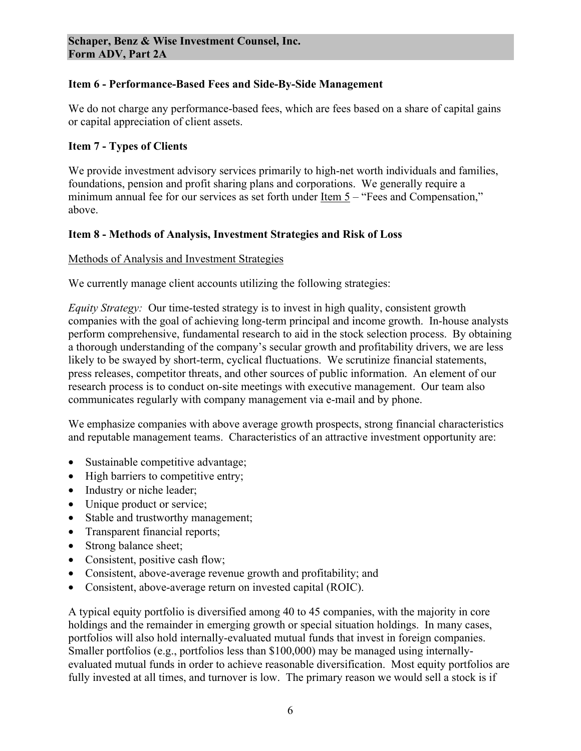## Item 6 - Performance-Based Fees and Side-By-Side Management

We do not charge any performance-based fees, which are fees based on a share of capital gains or capital appreciation of client assets.

## Item 7 - Types of Clients

We provide investment advisory services primarily to high-net worth individuals and families, foundations, pension and profit sharing plans and corporations. We generally require a minimum annual fee for our services as set forth under Item 5 – "Fees and Compensation," above.

## Item 8 - Methods of Analysis, Investment Strategies and Risk of Loss

### Methods of Analysis and Investment Strategies

We currently manage client accounts utilizing the following strategies:

*Equity Strategy:* Our time-tested strategy is to invest in high quality, consistent growth companies with the goal of achieving long-term principal and income growth. In-house analysts perform comprehensive, fundamental research to aid in the stock selection process. By obtaining a thorough understanding of the company's secular growth and profitability drivers, we are less likely to be swayed by short-term, cyclical fluctuations. We scrutinize financial statements, press releases, competitor threats, and other sources of public information. An element of our research process is to conduct on-site meetings with executive management. Our team also communicates regularly with company management via e-mail and by phone.

We emphasize companies with above average growth prospects, strong financial characteristics and reputable management teams. Characteristics of an attractive investment opportunity are:

- Sustainable competitive advantage;
- High barriers to competitive entry;
- Industry or niche leader;
- Unique product or service;
- Stable and trustworthy management;
- Transparent financial reports;
- Strong balance sheet;
- Consistent, positive cash flow;
- Consistent, above-average revenue growth and profitability; and
- Consistent, above-average return on invested capital (ROIC).

A typical equity portfolio is diversified among 40 to 45 companies, with the majority in core holdings and the remainder in emerging growth or special situation holdings. In many cases, portfolios will also hold internally-evaluated mutual funds that invest in foreign companies. Smaller portfolios (e.g., portfolios less than $100,000) may be managed using internally-evaluated mutual funds in order to achieve reasonable diversification. Most equity portfolios are fully invested at all times, and turnover is low. The primary reason we would sell a stock is if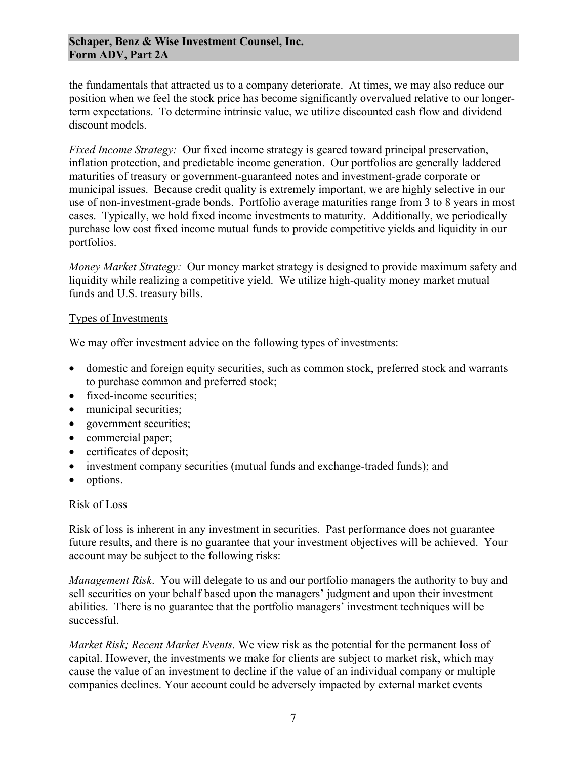the fundamentals that attracted us to a company deteriorate. At times, we may also reduce our position when we feel the stock price has become significantly overvalued relative to our longer-term expectations. To determine intrinsic value, we utilize discounted cash flow and dividend discount models.

*Fixed Income Strategy:* Our fixed income strategy is geared toward principal preservation, inflation protection, and predictable income generation. Our portfolios are generally laddered maturities of treasury or government-guaranteed notes and investment-grade corporate or municipal issues. Because credit quality is extremely important, we are highly selective in our use of non-investment-grade bonds. Portfolio average maturities range from 3 to 8 years in most cases. Typically, we hold fixed income investments to maturity. Additionally, we periodically purchase low cost fixed income mutual funds to provide competitive yields and liquidity in our portfolios.

*Money Market Strategy:* Our money market strategy is designed to provide maximum safety and liquidity while realizing a competitive yield. We utilize high-quality money market mutual funds and U.S. treasury bills.

## Types of Investments

We may offer investment advice on the following types of investments:

- domestic and foreign equity securities, such as common stock, preferred stock and warrants to purchase common and preferred stock;
- fixed-income securities;
- municipal securities;
- government securities;
- commercial paper;
- certificates of deposit;
- investment company securities (mutual funds and exchange-traded funds); and
- options.

## Risk of Loss

Risk of loss is inherent in any investment in securities. Past performance does not guarantee future results, and there is no guarantee that your investment objectives will be achieved. Your account may be subject to the following risks:

*Management Risk*. You will delegate to us and our portfolio managers the authority to buy and sell securities on your behalf based upon the managers' judgment and upon their investment abilities. There is no guarantee that the portfolio managers' investment techniques will be successful.

*Market Risk; Recent Market Events.* We view risk as the potential for the permanent loss of capital. However, the investments we make for clients are subject to market risk, which may cause the value of an investment to decline if the value of an individual company or multiple companies declines. Your account could be adversely impacted by external market events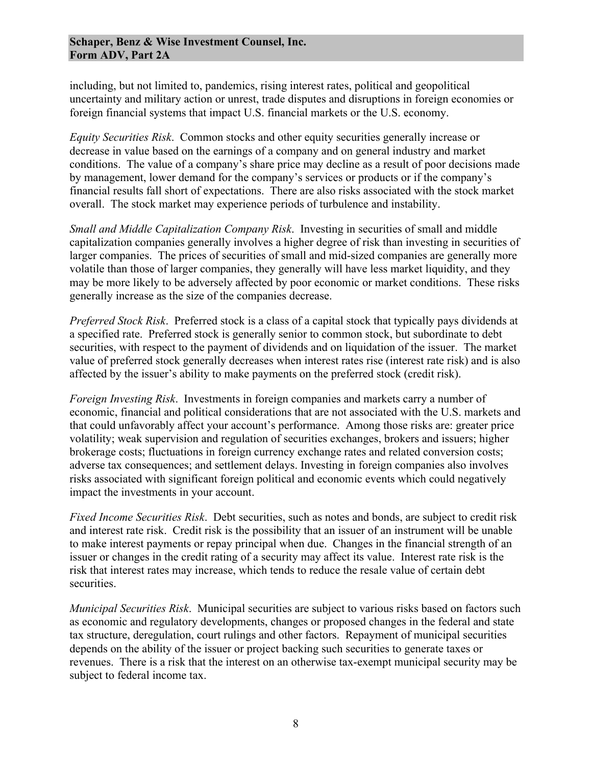including, but not limited to, pandemics, rising interest rates, political and geopolitical uncertainty and military action or unrest, trade disputes and disruptions in foreign economies or foreign financial systems that impact U.S. financial markets or the U.S. economy.

*Equity Securities Risk*. Common stocks and other equity securities generally increase or decrease in value based on the earnings of a company and on general industry and market conditions. The value of a company's share price may decline as a result of poor decisions made by management, lower demand for the company's services or products or if the company's financial results fall short of expectations. There are also risks associated with the stock market overall. The stock market may experience periods of turbulence and instability.

*Small and Middle Capitalization Company Risk*. Investing in securities of small and middle capitalization companies generally involves a higher degree of risk than investing in securities of larger companies. The prices of securities of small and mid-sized companies are generally more volatile than those of larger companies, they generally will have less market liquidity, and they may be more likely to be adversely affected by poor economic or market conditions. These risks generally increase as the size of the companies decrease.

*Preferred Stock Risk*. Preferred stock is a class of a capital stock that typically pays dividends at a specified rate. Preferred stock is generally senior to common stock, but subordinate to debt securities, with respect to the payment of dividends and on liquidation of the issuer. The market value of preferred stock generally decreases when interest rates rise (interest rate risk) and is also affected by the issuer's ability to make payments on the preferred stock (credit risk).

*Foreign Investing Risk*. Investments in foreign companies and markets carry a number of economic, financial and political considerations that are not associated with the U.S. markets and that could unfavorably affect your account's performance. Among those risks are: greater price volatility; weak supervision and regulation of securities exchanges, brokers and issuers; higher brokerage costs; fluctuations in foreign currency exchange rates and related conversion costs; adverse tax consequences; and settlement delays. Investing in foreign companies also involves risks associated with significant foreign political and economic events which could negatively impact the investments in your account.

*Fixed Income Securities Risk*. Debt securities, such as notes and bonds, are subject to credit risk and interest rate risk. Credit risk is the possibility that an issuer of an instrument will be unable to make interest payments or repay principal when due. Changes in the financial strength of an issuer or changes in the credit rating of a security may affect its value. Interest rate risk is the risk that interest rates may increase, which tends to reduce the resale value of certain debt securities.

*Municipal Securities Risk*. Municipal securities are subject to various risks based on factors such as economic and regulatory developments, changes or proposed changes in the federal and state tax structure, deregulation, court rulings and other factors. Repayment of municipal securities depends on the ability of the issuer or project backing such securities to generate taxes or revenues. There is a risk that the interest on an otherwise tax-exempt municipal security may be subject to federal income tax.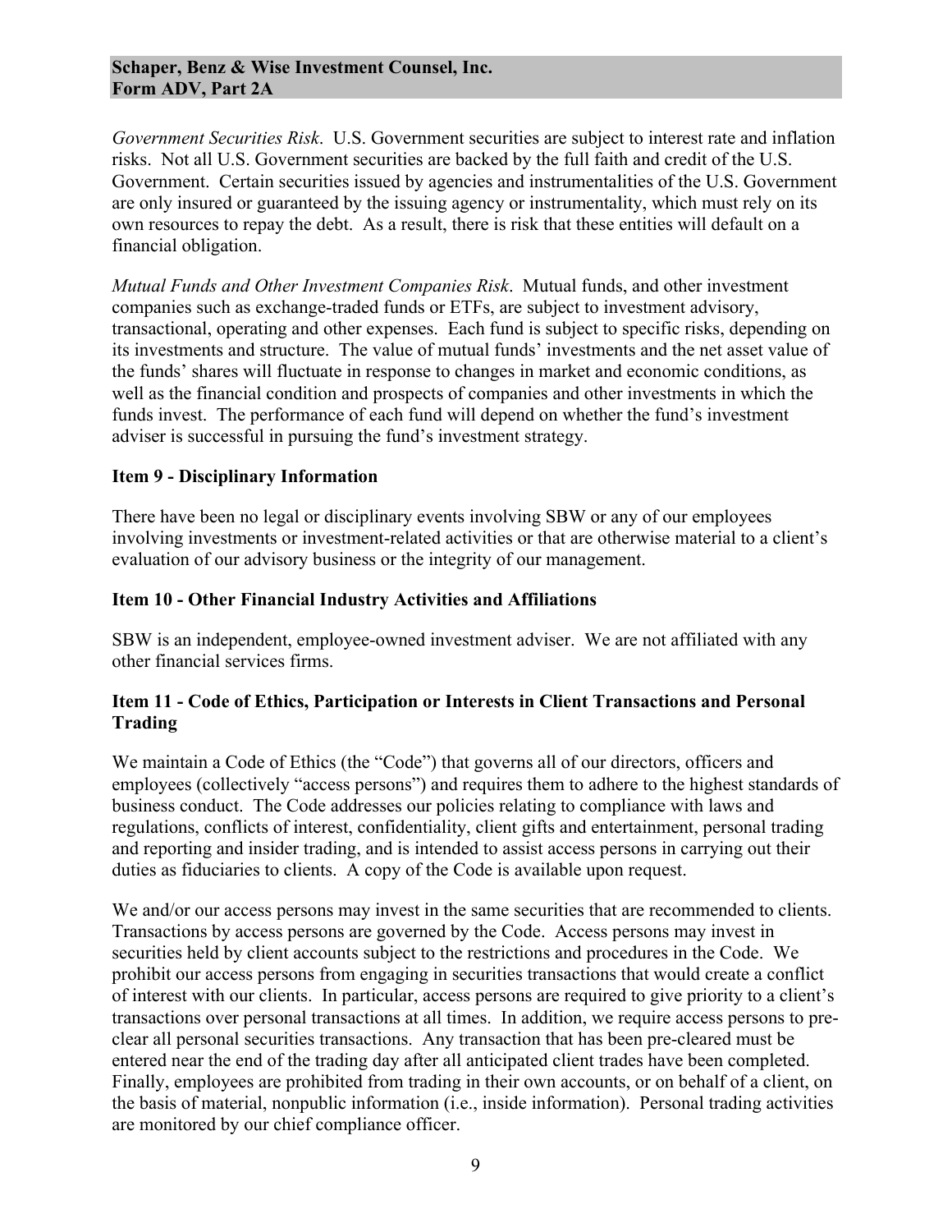*Government Securities Risk*. U.S. Government securities are subject to interest rate and inflation risks. Not all U.S. Government securities are backed by the full faith and credit of the U.S. Government. Certain securities issued by agencies and instrumentalities of the U.S. Government are only insured or guaranteed by the issuing agency or instrumentality, which must rely on its own resources to repay the debt. As a result, there is risk that these entities will default on a financial obligation.

*Mutual Funds and Other Investment Companies Risk*. Mutual funds, and other investment companies such as exchange-traded funds or ETFs, are subject to investment advisory, transactional, operating and other expenses. Each fund is subject to specific risks, depending on its investments and structure. The value of mutual funds' investments and the net asset value of the funds' shares will fluctuate in response to changes in market and economic conditions, as well as the financial condition and prospects of companies and other investments in which the funds invest. The performance of each fund will depend on whether the fund's investment adviser is successful in pursuing the fund's investment strategy.

## Item 9 - Disciplinary Information

There have been no legal or disciplinary events involving SBW or any of our employees involving investments or investment-related activities or that are otherwise material to a client's evaluation of our advisory business or the integrity of our management.

## Item 10 - Other Financial Industry Activities and Affiliations

SBW is an independent, employee-owned investment adviser. We are not affiliated with any other financial services firms.

## Item 11 - Code of Ethics, Participation or Interests in Client Transactions and Personal Trading

We maintain a Code of Ethics (the "Code") that governs all of our directors, officers and employees (collectively "access persons") and requires them to adhere to the highest standards of business conduct. The Code addresses our policies relating to compliance with laws and regulations, conflicts of interest, confidentiality, client gifts and entertainment, personal trading and reporting and insider trading, and is intended to assist access persons in carrying out their duties as fiduciaries to clients. A copy of the Code is available upon request.

We and/or our access persons may invest in the same securities that are recommended to clients. Transactions by access persons are governed by the Code. Access persons may invest in securities held by client accounts subject to the restrictions and procedures in the Code. We prohibit our access persons from engaging in securities transactions that would create a conflict of interest with our clients. In particular, access persons are required to give priority to a client's transactions over personal transactions at all times. In addition, we require access persons to pre-clear all personal securities transactions. Any transaction that has been pre-cleared must be entered near the end of the trading day after all anticipated client trades have been completed. Finally, employees are prohibited from trading in their own accounts, or on behalf of a client, on the basis of material, nonpublic information (i.e., inside information). Personal trading activities are monitored by our chief compliance officer.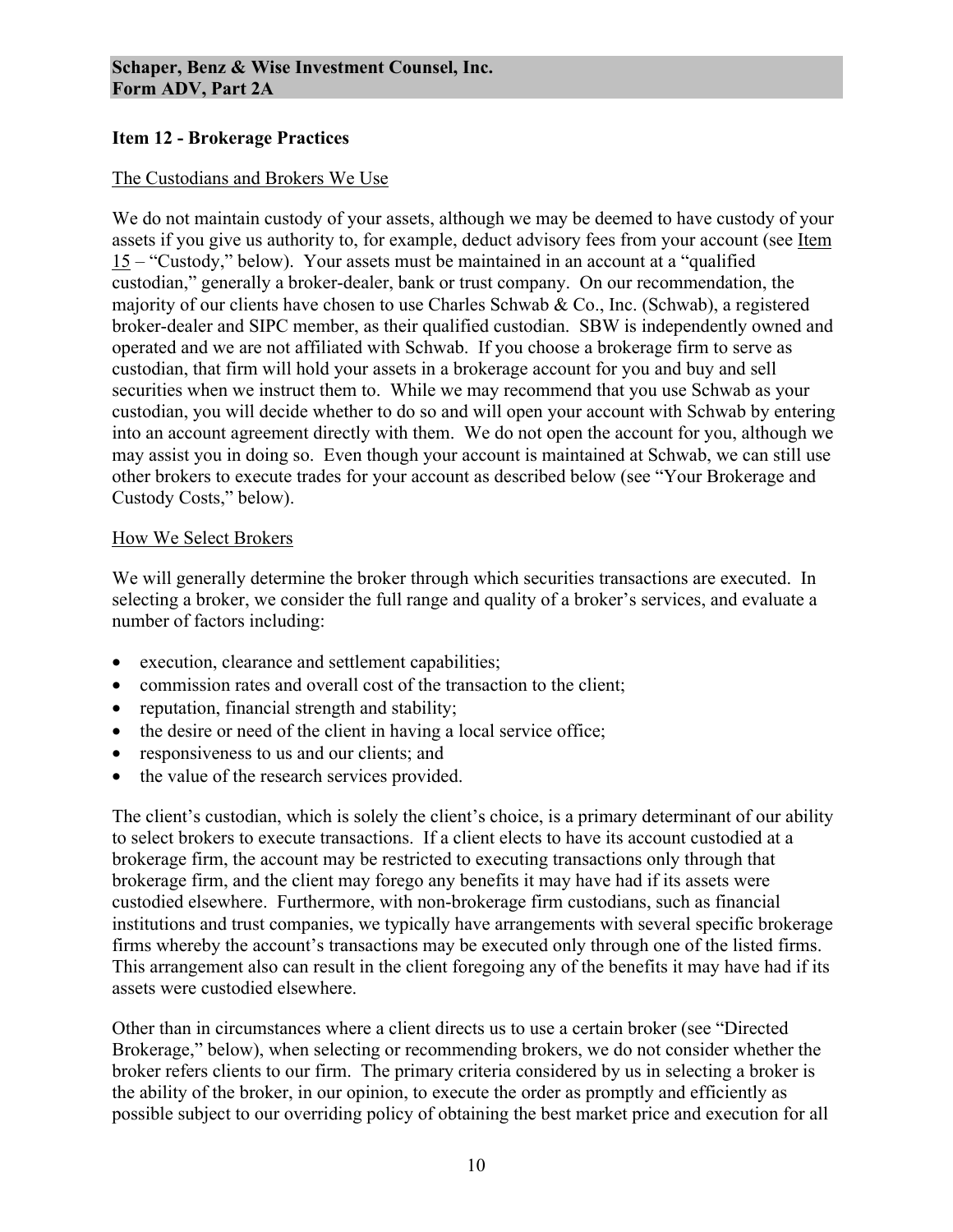## Item 12 - Brokerage Practices

The Custodians and Brokers We Use

We do not maintain custody of your assets, although we may be deemed to have custody of your assets if you give us authority to, for example, deduct advisory fees from your account (see Item 15 – "Custody," below). Your assets must be maintained in an account at a "qualified custodian," generally a broker-dealer, bank or trust company. On our recommendation, the majority of our clients have chosen to use Charles Schwab & Co., Inc. (Schwab), a registered broker-dealer and SIPC member, as their qualified custodian. SBW is independently owned and operated and we are not affiliated with Schwab. If you choose a brokerage firm to serve as custodian, that firm will hold your assets in a brokerage account for you and buy and sell securities when we instruct them to. While we may recommend that you use Schwab as your custodian, you will decide whether to do so and will open your account with Schwab by entering into an account agreement directly with them. We do not open the account for you, although we may assist you in doing so. Even though your account is maintained at Schwab, we can still use other brokers to execute trades for your account as described below (see "Your Brokerage and Custody Costs," below).

How We Select Brokers

We will generally determine the broker through which securities transactions are executed. In selecting a broker, we consider the full range and quality of a broker's services, and evaluate a number of factors including:

- execution, clearance and settlement capabilities;
- commission rates and overall cost of the transaction to the client;
- reputation, financial strength and stability;
- the desire or need of the client in having a local service office;
- responsiveness to us and our clients; and
- the value of the research services provided.

The client's custodian, which is solely the client's choice, is a primary determinant of our ability to select brokers to execute transactions. If a client elects to have its account custodied at a brokerage firm, the account may be restricted to executing transactions only through that brokerage firm, and the client may forego any benefits it may have had if its assets were custodied elsewhere. Furthermore, with non-brokerage firm custodians, such as financial institutions and trust companies, we typically have arrangements with several specific brokerage firms whereby the account's transactions may be executed only through one of the listed firms. This arrangement also can result in the client foregoing any of the benefits it may have had if its assets were custodied elsewhere.

Other than in circumstances where a client directs us to use a certain broker (see "Directed Brokerage," below), when selecting or recommending brokers, we do not consider whether the broker refers clients to our firm. The primary criteria considered by us in selecting a broker is the ability of the broker, in our opinion, to execute the order as promptly and efficiently as possible subject to our overriding policy of obtaining the best market price and execution for all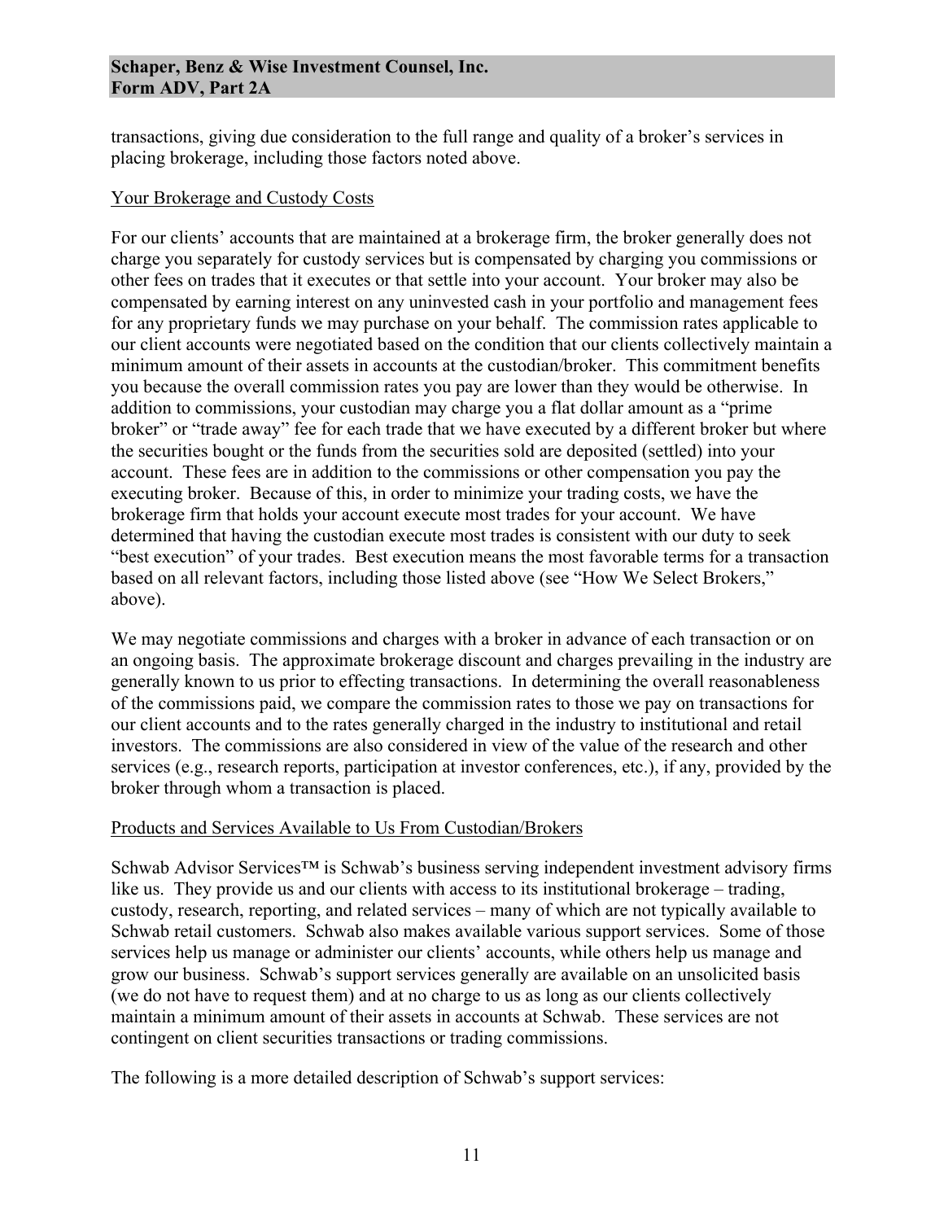transactions, giving due consideration to the full range and quality of a broker's services in placing brokerage, including those factors noted above.

Your Brokerage and Custody Costs

For our clients' accounts that are maintained at a brokerage firm, the broker generally does not charge you separately for custody services but is compensated by charging you commissions or other fees on trades that it executes or that settle into your account. Your broker may also be compensated by earning interest on any uninvested cash in your portfolio and management fees for any proprietary funds we may purchase on your behalf. The commission rates applicable to our client accounts were negotiated based on the condition that our clients collectively maintain a minimum amount of their assets in accounts at the custodian/broker. This commitment benefits you because the overall commission rates you pay are lower than they would be otherwise. In addition to commissions, your custodian may charge you a flat dollar amount as a "prime broker" or "trade away" fee for each trade that we have executed by a different broker but where the securities bought or the funds from the securities sold are deposited (settled) into your account. These fees are in addition to the commissions or other compensation you pay the executing broker. Because of this, in order to minimize your trading costs, we have the brokerage firm that holds your account execute most trades for your account. We have determined that having the custodian execute most trades is consistent with our duty to seek "best execution" of your trades. Best execution means the most favorable terms for a transaction based on all relevant factors, including those listed above (see "How We Select Brokers," above).

We may negotiate commissions and charges with a broker in advance of each transaction or on an ongoing basis. The approximate brokerage discount and charges prevailing in the industry are generally known to us prior to effecting transactions. In determining the overall reasonableness of the commissions paid, we compare the commission rates to those we pay on transactions for our client accounts and to the rates generally charged in the industry to institutional and retail investors. The commissions are also considered in view of the value of the research and other services (e.g., research reports, participation at investor conferences, etc.), if any, provided by the broker through whom a transaction is placed.

Products and Services Available to Us From Custodian/Brokers

Schwab Advisor Services™ is Schwab's business serving independent investment advisory firms like us. They provide us and our clients with access to its institutional brokerage – trading, custody, research, reporting, and related services – many of which are not typically available to Schwab retail customers. Schwab also makes available various support services. Some of those services help us manage or administer our clients' accounts, while others help us manage and grow our business. Schwab's support services generally are available on an unsolicited basis (we do not have to request them) and at no charge to us as long as our clients collectively maintain a minimum amount of their assets in accounts at Schwab. These services are not contingent on client securities transactions or trading commissions.

The following is a more detailed description of Schwab's support services: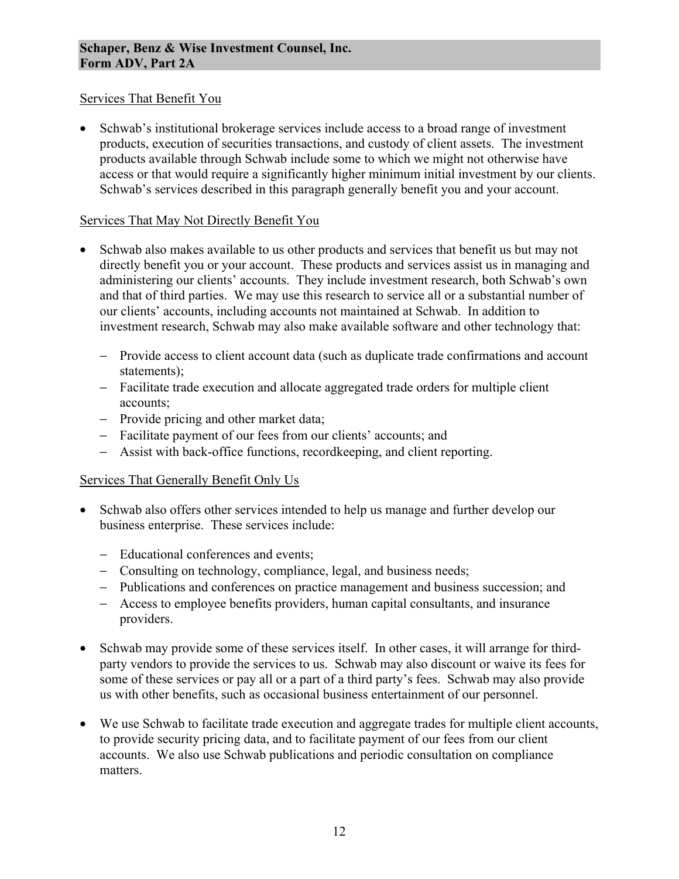### Services That Benefit You

- Schwab's institutional brokerage services include access to a broad range of investment products, execution of securities transactions, and custody of client assets. The investment products available through Schwab include some to which we might not otherwise have access or that would require a significantly higher minimum initial investment by our clients. Schwab's services described in this paragraph generally benefit you and your account.

### Services That May Not Directly Benefit You

- Schwab also makes available to us other products and services that benefit us but may not directly benefit you or your account. These products and services assist us in managing and administering our clients' accounts. They include investment research, both Schwab's own and that of third parties. We may use this research to service all or a substantial number of our clients' accounts, including accounts not maintained at Schwab. In addition to investment research, Schwab may also make available software and other technology that:
  - Provide access to client account data (such as duplicate trade confirmations and account statements);
  - Facilitate trade execution and allocate aggregated trade orders for multiple client accounts;
  - Provide pricing and other market data;
  - Facilitate payment of our fees from our clients' accounts; and
  - Assist with back-office functions, recordkeeping, and client reporting.

### Services That Generally Benefit Only Us

- Schwab also offers other services intended to help us manage and further develop our business enterprise. These services include:
  - Educational conferences and events;
  - Consulting on technology, compliance, legal, and business needs;
  - Publications and conferences on practice management and business succession; and
  - Access to employee benefits providers, human capital consultants, and insurance providers.
- Schwab may provide some of these services itself. In other cases, it will arrange for third-party vendors to provide the services to us. Schwab may also discount or waive its fees for some of these services or pay all or a part of a third party's fees. Schwab may also provide us with other benefits, such as occasional business entertainment of our personnel.
- We use Schwab to facilitate trade execution and aggregate trades for multiple client accounts, to provide security pricing data, and to facilitate payment of our fees from our client accounts. We also use Schwab publications and periodic consultation on compliance matters.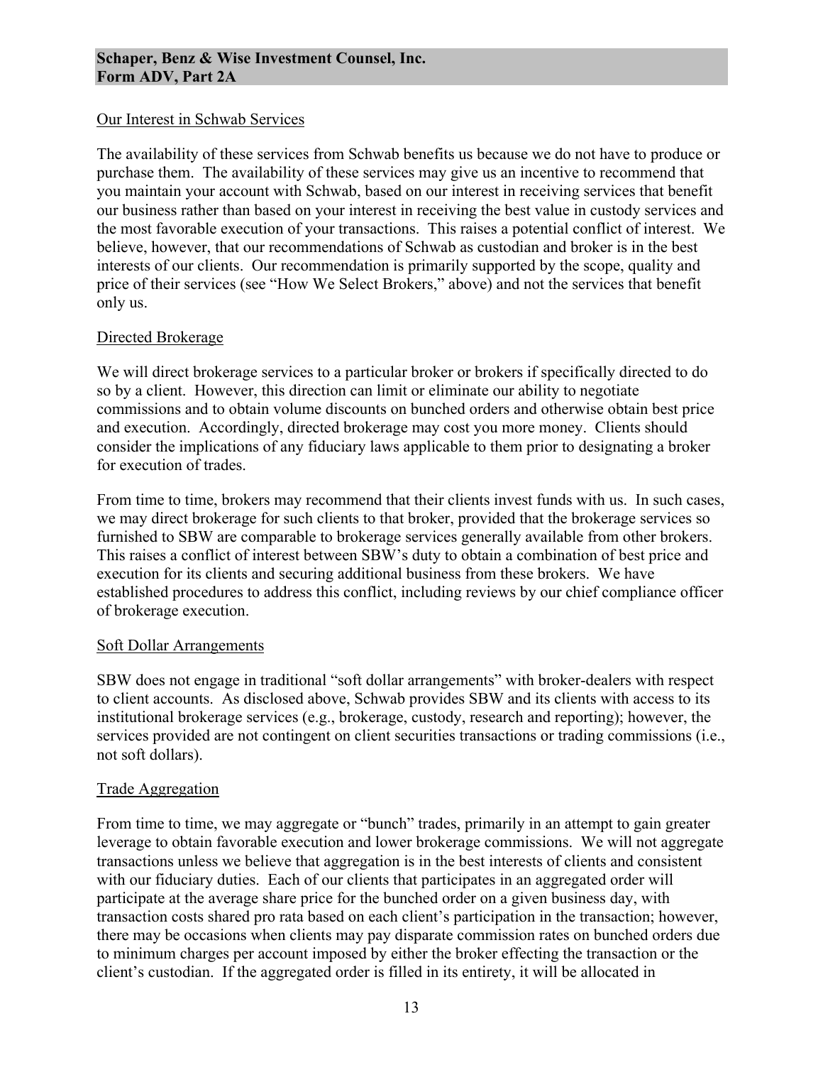## Our Interest in Schwab Services

The availability of these services from Schwab benefits us because we do not have to produce or purchase them. The availability of these services may give us an incentive to recommend that you maintain your account with Schwab, based on our interest in receiving services that benefit our business rather than based on your interest in receiving the best value in custody services and the most favorable execution of your transactions. This raises a potential conflict of interest. We believe, however, that our recommendations of Schwab as custodian and broker is in the best interests of our clients. Our recommendation is primarily supported by the scope, quality and price of their services (see "How We Select Brokers," above) and not the services that benefit only us.

## Directed Brokerage

We will direct brokerage services to a particular broker or brokers if specifically directed to do so by a client. However, this direction can limit or eliminate our ability to negotiate commissions and to obtain volume discounts on bunched orders and otherwise obtain best price and execution. Accordingly, directed brokerage may cost you more money. Clients should consider the implications of any fiduciary laws applicable to them prior to designating a broker for execution of trades.

From time to time, brokers may recommend that their clients invest funds with us. In such cases, we may direct brokerage for such clients to that broker, provided that the brokerage services so furnished to SBW are comparable to brokerage services generally available from other brokers. This raises a conflict of interest between SBW's duty to obtain a combination of best price and execution for its clients and securing additional business from these brokers. We have established procedures to address this conflict, including reviews by our chief compliance officer of brokerage execution.

## Soft Dollar Arrangements

SBW does not engage in traditional "soft dollar arrangements" with broker-dealers with respect to client accounts. As disclosed above, Schwab provides SBW and its clients with access to its institutional brokerage services (e.g., brokerage, custody, research and reporting); however, the services provided are not contingent on client securities transactions or trading commissions (i.e., not soft dollars).

## Trade Aggregation

From time to time, we may aggregate or "bunch" trades, primarily in an attempt to gain greater leverage to obtain favorable execution and lower brokerage commissions. We will not aggregate transactions unless we believe that aggregation is in the best interests of clients and consistent with our fiduciary duties. Each of our clients that participates in an aggregated order will participate at the average share price for the bunched order on a given business day, with transaction costs shared pro rata based on each client's participation in the transaction; however, there may be occasions when clients may pay disparate commission rates on bunched orders due to minimum charges per account imposed by either the broker effecting the transaction or the client's custodian. If the aggregated order is filled in its entirety, it will be allocated in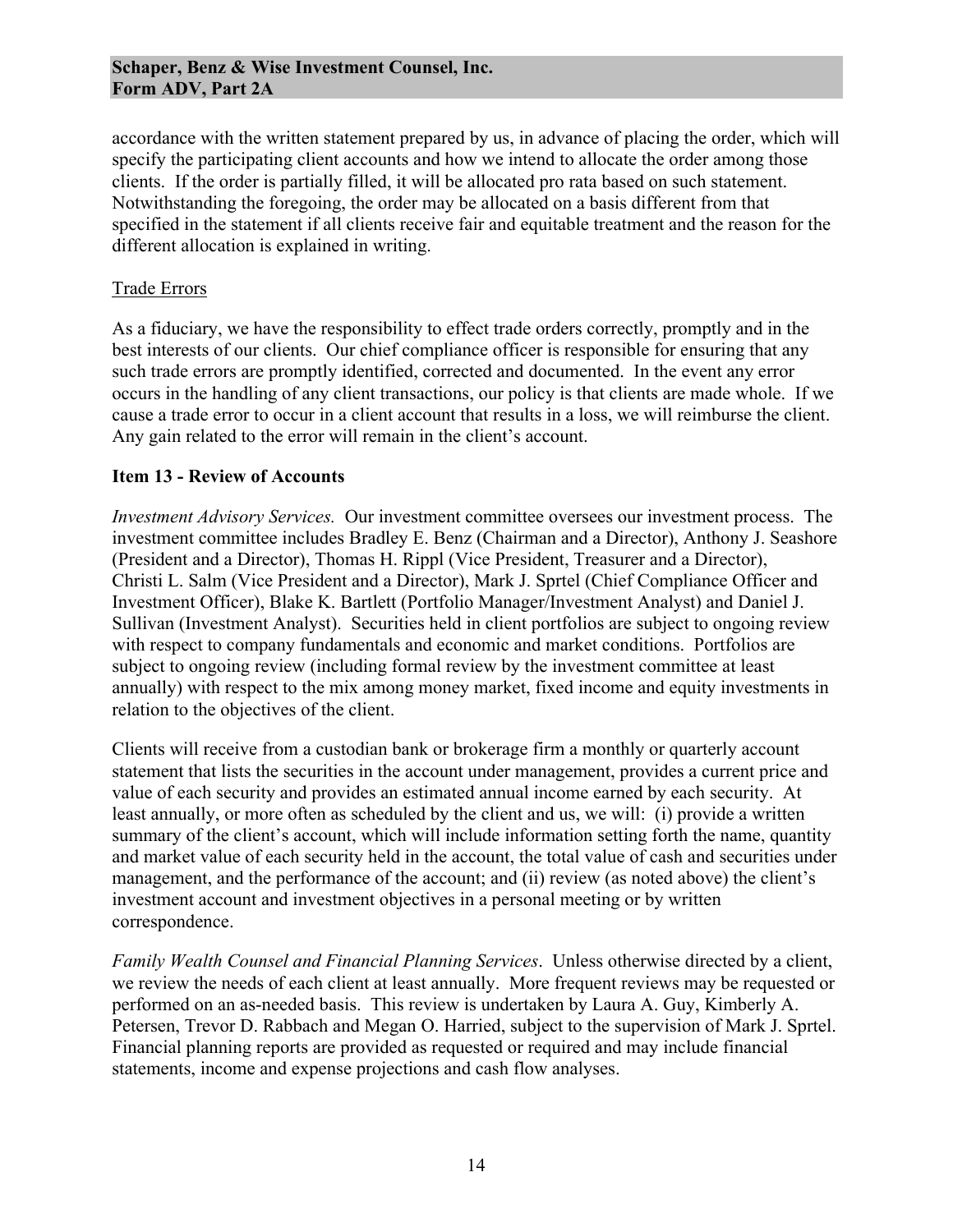accordance with the written statement prepared by us, in advance of placing the order, which will specify the participating client accounts and how we intend to allocate the order among those clients. If the order is partially filled, it will be allocated pro rata based on such statement. Notwithstanding the foregoing, the order may be allocated on a basis different from that specified in the statement if all clients receive fair and equitable treatment and the reason for the different allocation is explained in writing.

Trade Errors

As a fiduciary, we have the responsibility to effect trade orders correctly, promptly and in the best interests of our clients. Our chief compliance officer is responsible for ensuring that any such trade errors are promptly identified, corrected and documented. In the event any error occurs in the handling of any client transactions, our policy is that clients are made whole. If we cause a trade error to occur in a client account that results in a loss, we will reimburse the client. Any gain related to the error will remain in the client's account.

## Item 13 - Review of Accounts

*Investment Advisory Services.* Our investment committee oversees our investment process. The investment committee includes Bradley E. Benz (Chairman and a Director), Anthony J. Seashore (President and a Director), Thomas H. Rippl (Vice President, Treasurer and a Director), Christi L. Salm (Vice President and a Director), Mark J. Sprtel (Chief Compliance Officer and Investment Officer), Blake K. Bartlett (Portfolio Manager/Investment Analyst) and Daniel J. Sullivan (Investment Analyst). Securities held in client portfolios are subject to ongoing review with respect to company fundamentals and economic and market conditions. Portfolios are subject to ongoing review (including formal review by the investment committee at least annually) with respect to the mix among money market, fixed income and equity investments in relation to the objectives of the client.

Clients will receive from a custodian bank or brokerage firm a monthly or quarterly account statement that lists the securities in the account under management, provides a current price and value of each security and provides an estimated annual income earned by each security. At least annually, or more often as scheduled by the client and us, we will: (i) provide a written summary of the client's account, which will include information setting forth the name, quantity and market value of each security held in the account, the total value of cash and securities under management, and the performance of the account; and (ii) review (as noted above) the client's investment account and investment objectives in a personal meeting or by written correspondence.

*Family Wealth Counsel and Financial Planning Services*. Unless otherwise directed by a client, we review the needs of each client at least annually. More frequent reviews may be requested or performed on an as-needed basis. This review is undertaken by Laura A. Guy, Kimberly A. Petersen, Trevor D. Rabbach and Megan O. Harried, subject to the supervision of Mark J. Sprtel. Financial planning reports are provided as requested or required and may include financial statements, income and expense projections and cash flow analyses.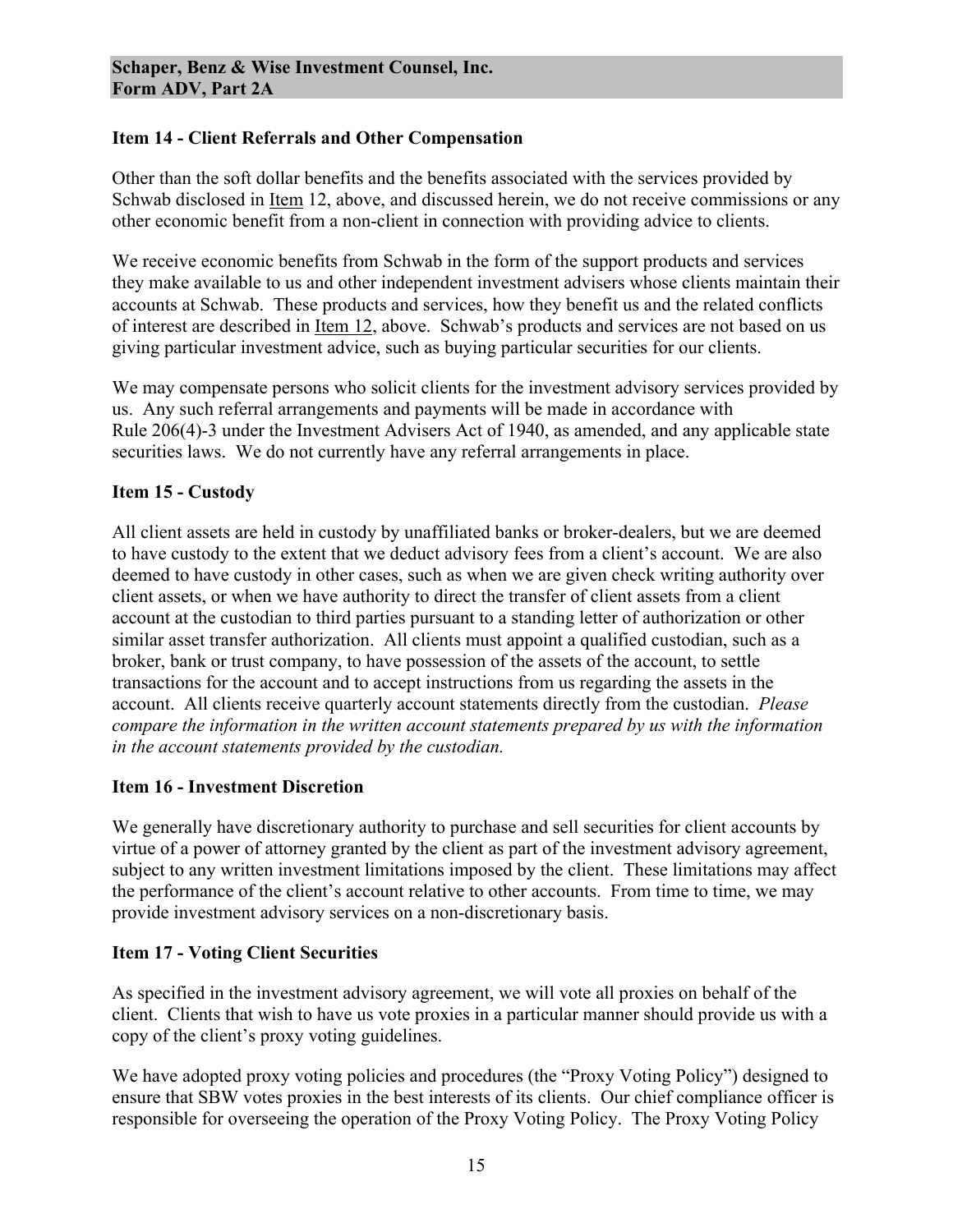## Item 14 - Client Referrals and Other Compensation

Other than the soft dollar benefits and the benefits associated with the services provided by Schwab disclosed in Item 12, above, and discussed herein, we do not receive commissions or any other economic benefit from a non-client in connection with providing advice to clients.

We receive economic benefits from Schwab in the form of the support products and services they make available to us and other independent investment advisers whose clients maintain their accounts at Schwab. These products and services, how they benefit us and the related conflicts of interest are described in Item 12, above. Schwab's products and services are not based on us giving particular investment advice, such as buying particular securities for our clients.

We may compensate persons who solicit clients for the investment advisory services provided by us. Any such referral arrangements and payments will be made in accordance with Rule 206(4)-3 under the Investment Advisers Act of 1940, as amended, and any applicable state securities laws. We do not currently have any referral arrangements in place.

## Item 15 - Custody

All client assets are held in custody by unaffiliated banks or broker-dealers, but we are deemed to have custody to the extent that we deduct advisory fees from a client's account. We are also deemed to have custody in other cases, such as when we are given check writing authority over client assets, or when we have authority to direct the transfer of client assets from a client account at the custodian to third parties pursuant to a standing letter of authorization or other similar asset transfer authorization. All clients must appoint a qualified custodian, such as a broker, bank or trust company, to have possession of the assets of the account, to settle transactions for the account and to accept instructions from us regarding the assets in the account. All clients receive quarterly account statements directly from the custodian. *Please compare the information in the written account statements prepared by us with the information in the account statements provided by the custodian.*

## Item 16 - Investment Discretion

We generally have discretionary authority to purchase and sell securities for client accounts by virtue of a power of attorney granted by the client as part of the investment advisory agreement, subject to any written investment limitations imposed by the client. These limitations may affect the performance of the client's account relative to other accounts. From time to time, we may provide investment advisory services on a non-discretionary basis.

## Item 17 - Voting Client Securities

As specified in the investment advisory agreement, we will vote all proxies on behalf of the client. Clients that wish to have us vote proxies in a particular manner should provide us with a copy of the client's proxy voting guidelines.

We have adopted proxy voting policies and procedures (the "Proxy Voting Policy") designed to ensure that SBW votes proxies in the best interests of its clients. Our chief compliance officer is responsible for overseeing the operation of the Proxy Voting Policy. The Proxy Voting Policy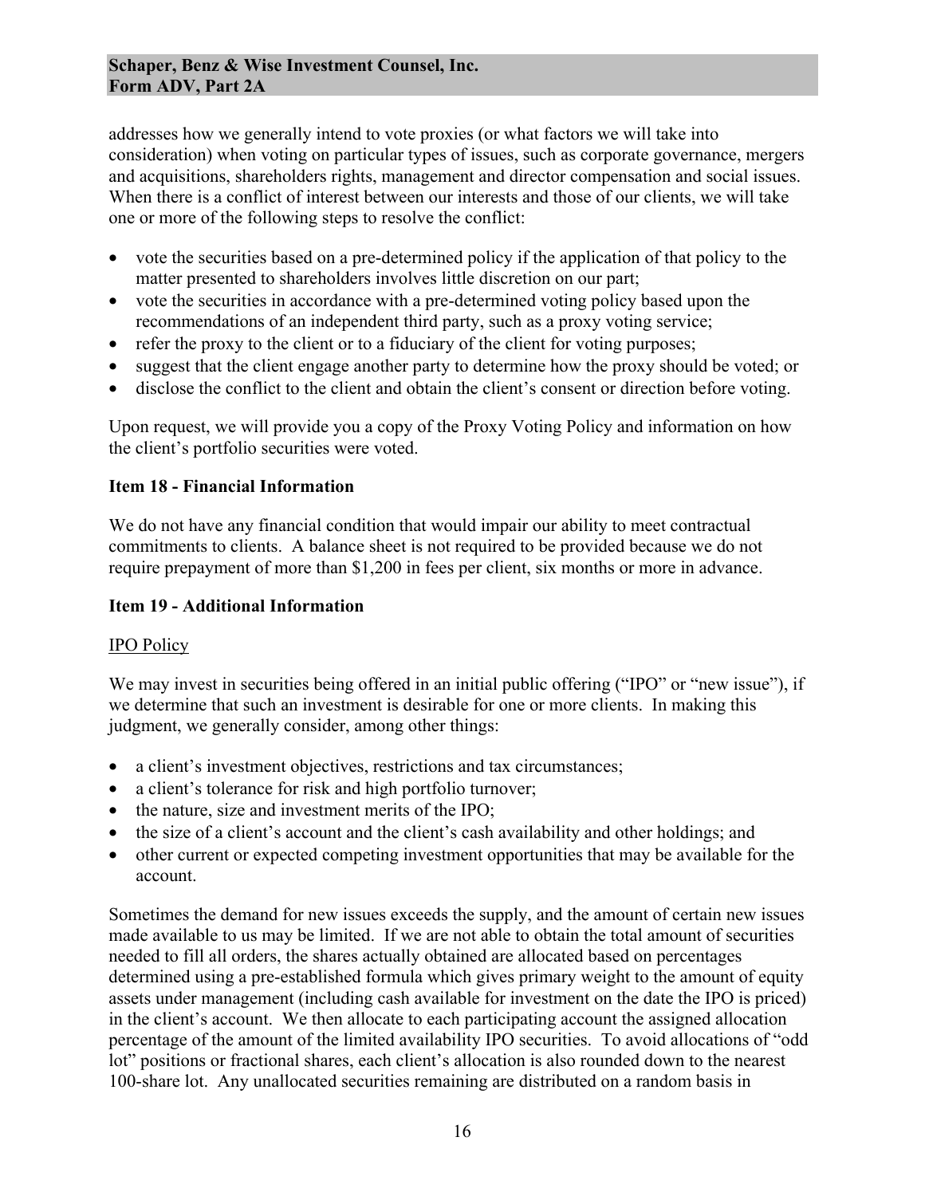addresses how we generally intend to vote proxies (or what factors we will take into consideration) when voting on particular types of issues, such as corporate governance, mergers and acquisitions, shareholders rights, management and director compensation and social issues. When there is a conflict of interest between our interests and those of our clients, we will take one or more of the following steps to resolve the conflict:

- vote the securities based on a pre-determined policy if the application of that policy to the matter presented to shareholders involves little discretion on our part;
- vote the securities in accordance with a pre-determined voting policy based upon the recommendations of an independent third party, such as a proxy voting service;
- refer the proxy to the client or to a fiduciary of the client for voting purposes;
- suggest that the client engage another party to determine how the proxy should be voted; or
- disclose the conflict to the client and obtain the client's consent or direction before voting.

Upon request, we will provide you a copy of the Proxy Voting Policy and information on how the client's portfolio securities were voted.

## Item 18 - Financial Information

We do not have any financial condition that would impair our ability to meet contractual commitments to clients. A balance sheet is not required to be provided because we do not require prepayment of more than $1,200 in fees per client, six months or more in advance.

## Item 19 - Additional Information

### IPO Policy

We may invest in securities being offered in an initial public offering ("IPO" or "new issue"), if we determine that such an investment is desirable for one or more clients. In making this judgment, we generally consider, among other things:

- a client's investment objectives, restrictions and tax circumstances;
- a client's tolerance for risk and high portfolio turnover;
- the nature, size and investment merits of the IPO;
- the size of a client's account and the client's cash availability and other holdings; and
- other current or expected competing investment opportunities that may be available for the account.

Sometimes the demand for new issues exceeds the supply, and the amount of certain new issues made available to us may be limited. If we are not able to obtain the total amount of securities needed to fill all orders, the shares actually obtained are allocated based on percentages determined using a pre-established formula which gives primary weight to the amount of equity assets under management (including cash available for investment on the date the IPO is priced) in the client's account. We then allocate to each participating account the assigned allocation percentage of the amount of the limited availability IPO securities. To avoid allocations of "odd lot" positions or fractional shares, each client's allocation is also rounded down to the nearest 100-share lot. Any unallocated securities remaining are distributed on a random basis in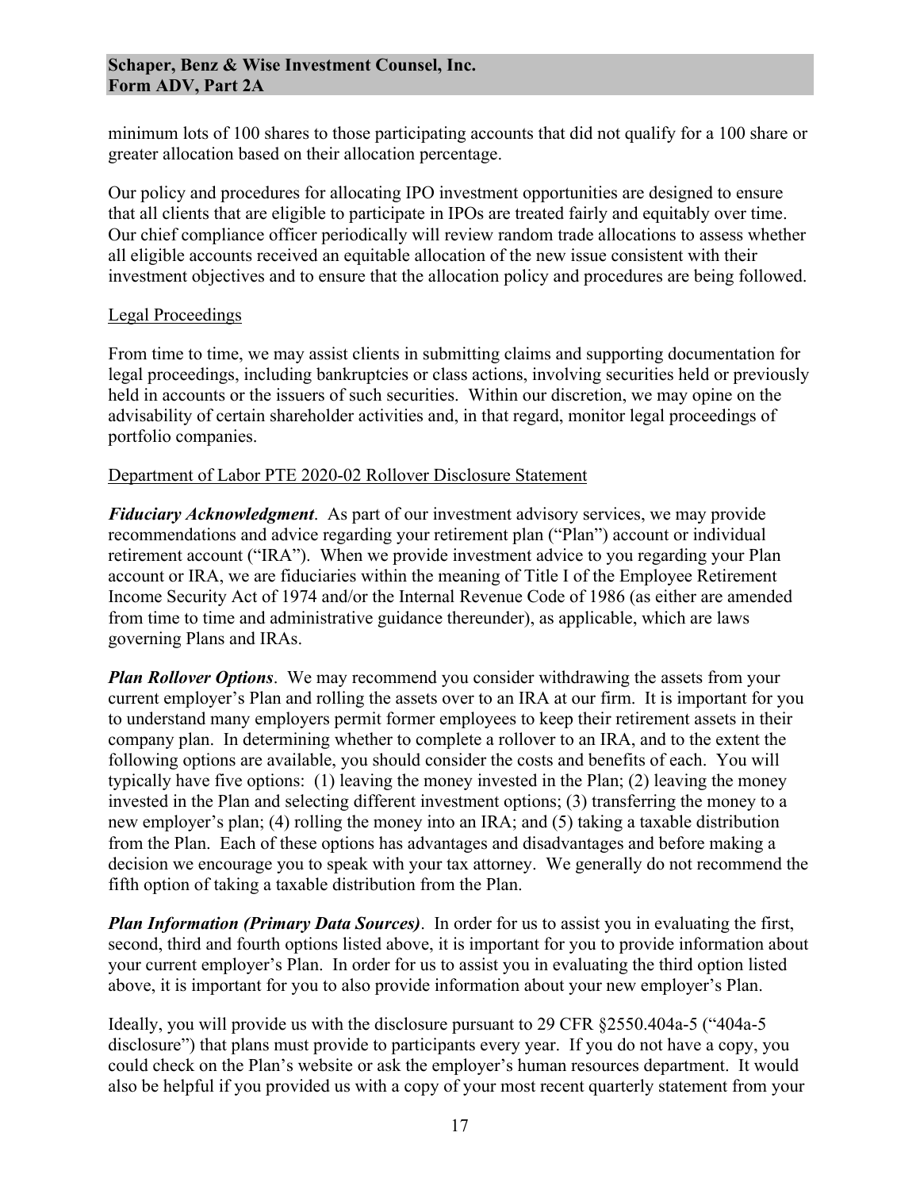minimum lots of 100 shares to those participating accounts that did not qualify for a 100 share or greater allocation based on their allocation percentage.

Our policy and procedures for allocating IPO investment opportunities are designed to ensure that all clients that are eligible to participate in IPOs are treated fairly and equitably over time. Our chief compliance officer periodically will review random trade allocations to assess whether all eligible accounts received an equitable allocation of the new issue consistent with their investment objectives and to ensure that the allocation policy and procedures are being followed.

Legal Proceedings

From time to time, we may assist clients in submitting claims and supporting documentation for legal proceedings, including bankruptcies or class actions, involving securities held or previously held in accounts or the issuers of such securities. Within our discretion, we may opine on the advisability of certain shareholder activities and, in that regard, monitor legal proceedings of portfolio companies.

Department of Labor PTE 2020-02 Rollover Disclosure Statement

***Fiduciary Acknowledgment***. As part of our investment advisory services, we may provide recommendations and advice regarding your retirement plan ("Plan") account or individual retirement account ("IRA"). When we provide investment advice to you regarding your Plan account or IRA, we are fiduciaries within the meaning of Title I of the Employee Retirement Income Security Act of 1974 and/or the Internal Revenue Code of 1986 (as either are amended from time to time and administrative guidance thereunder), as applicable, which are laws governing Plans and IRAs.

***Plan Rollover Options***. We may recommend you consider withdrawing the assets from your current employer's Plan and rolling the assets over to an IRA at our firm. It is important for you to understand many employers permit former employees to keep their retirement assets in their company plan. In determining whether to complete a rollover to an IRA, and to the extent the following options are available, you should consider the costs and benefits of each. You will typically have five options: (1) leaving the money invested in the Plan; (2) leaving the money invested in the Plan and selecting different investment options; (3) transferring the money to a new employer's plan; (4) rolling the money into an IRA; and (5) taking a taxable distribution from the Plan. Each of these options has advantages and disadvantages and before making a decision we encourage you to speak with your tax attorney. We generally do not recommend the fifth option of taking a taxable distribution from the Plan.

***Plan Information (Primary Data Sources)***. In order for us to assist you in evaluating the first, second, third and fourth options listed above, it is important for you to provide information about your current employer's Plan. In order for us to assist you in evaluating the third option listed above, it is important for you to also provide information about your new employer's Plan.

Ideally, you will provide us with the disclosure pursuant to 29 CFR §2550.404a-5 ("404a-5 disclosure") that plans must provide to participants every year. If you do not have a copy, you could check on the Plan's website or ask the employer's human resources department. It would also be helpful if you provided us with a copy of your most recent quarterly statement from your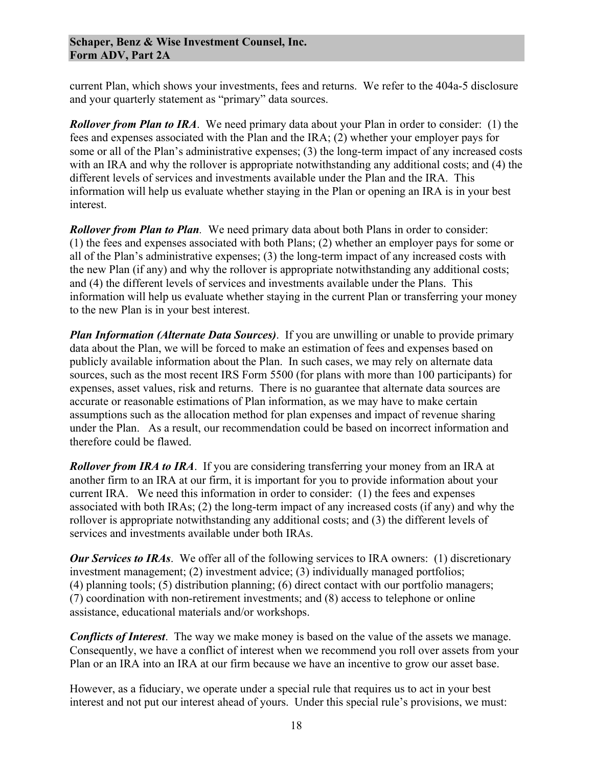current Plan, which shows your investments, fees and returns. We refer to the 404a-5 disclosure and your quarterly statement as "primary" data sources.

***Rollover from Plan to IRA***. We need primary data about your Plan in order to consider: (1) the fees and expenses associated with the Plan and the IRA; (2) whether your employer pays for some or all of the Plan's administrative expenses; (3) the long-term impact of any increased costs with an IRA and why the rollover is appropriate notwithstanding any additional costs; and (4) the different levels of services and investments available under the Plan and the IRA. This information will help us evaluate whether staying in the Plan or opening an IRA is in your best interest.

***Rollover from Plan to Plan***. We need primary data about both Plans in order to consider: (1) the fees and expenses associated with both Plans; (2) whether an employer pays for some or all of the Plan's administrative expenses; (3) the long-term impact of any increased costs with the new Plan (if any) and why the rollover is appropriate notwithstanding any additional costs; and (4) the different levels of services and investments available under the Plans. This information will help us evaluate whether staying in the current Plan or transferring your money to the new Plan is in your best interest.

***Plan Information (Alternate Data Sources)***. If you are unwilling or unable to provide primary data about the Plan, we will be forced to make an estimation of fees and expenses based on publicly available information about the Plan. In such cases, we may rely on alternate data sources, such as the most recent IRS Form 5500 (for plans with more than 100 participants) for expenses, asset values, risk and returns. There is no guarantee that alternate data sources are accurate or reasonable estimations of Plan information, as we may have to make certain assumptions such as the allocation method for plan expenses and impact of revenue sharing under the Plan. As a result, our recommendation could be based on incorrect information and therefore could be flawed.

***Rollover from IRA to IRA***. If you are considering transferring your money from an IRA at another firm to an IRA at our firm, it is important for you to provide information about your current IRA. We need this information in order to consider: (1) the fees and expenses associated with both IRAs; (2) the long-term impact of any increased costs (if any) and why the rollover is appropriate notwithstanding any additional costs; and (3) the different levels of services and investments available under both IRAs.

***Our Services to IRAs***. We offer all of the following services to IRA owners: (1) discretionary investment management; (2) investment advice; (3) individually managed portfolios; (4) planning tools; (5) distribution planning; (6) direct contact with our portfolio managers; (7) coordination with non-retirement investments; and (8) access to telephone or online assistance, educational materials and/or workshops.

***Conflicts of Interest***. The way we make money is based on the value of the assets we manage. Consequently, we have a conflict of interest when we recommend you roll over assets from your Plan or an IRA into an IRA at our firm because we have an incentive to grow our asset base.

However, as a fiduciary, we operate under a special rule that requires us to act in your best interest and not put our interest ahead of yours. Under this special rule's provisions, we must: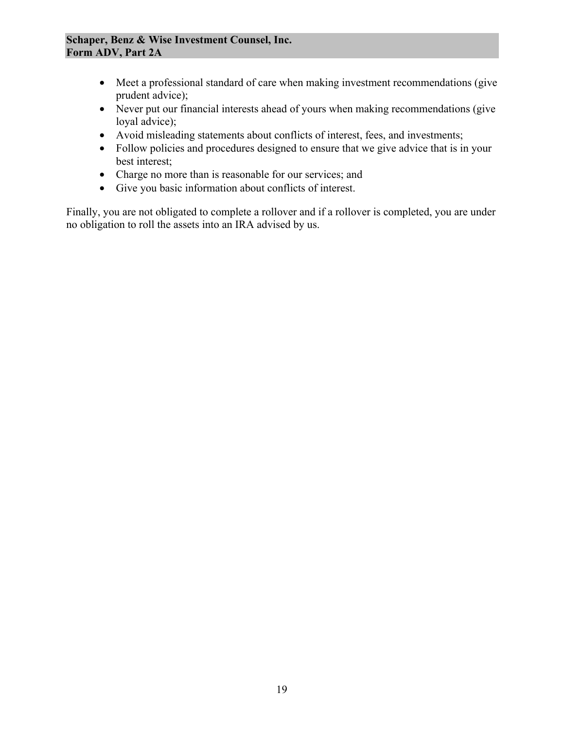- Meet a professional standard of care when making investment recommendations (give prudent advice);
- Never put our financial interests ahead of yours when making recommendations (give loyal advice);
- Avoid misleading statements about conflicts of interest, fees, and investments;
- Follow policies and procedures designed to ensure that we give advice that is in your best interest;
- Charge no more than is reasonable for our services; and
- Give you basic information about conflicts of interest.

Finally, you are not obligated to complete a rollover and if a rollover is completed, you are under no obligation to roll the assets into an IRA advised by us.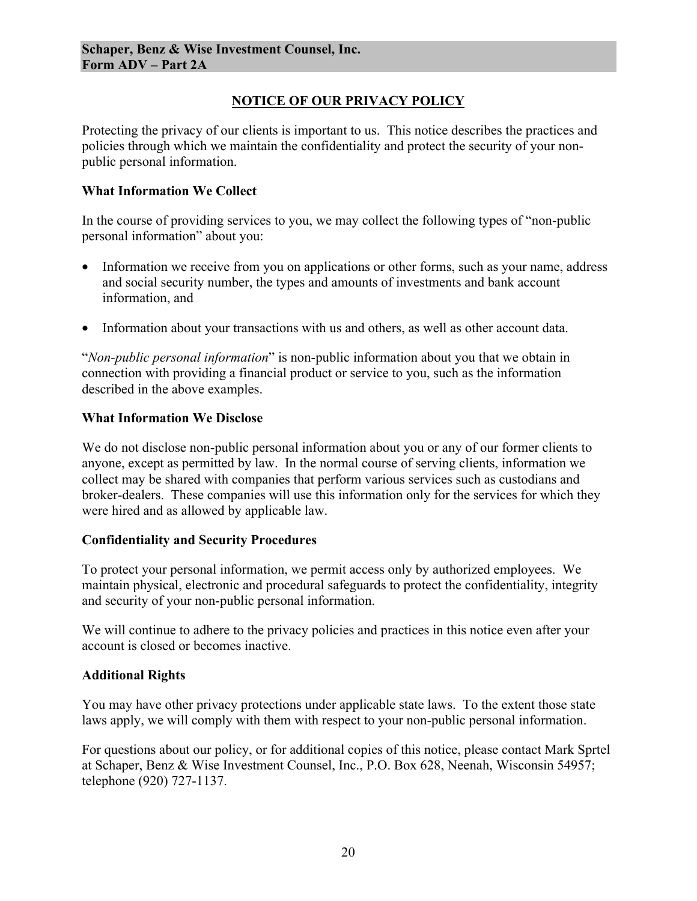## NOTICE OF OUR PRIVACY POLICY

Protecting the privacy of our clients is important to us. This notice describes the practices and policies through which we maintain the confidentiality and protect the security of your non-public personal information.

### What Information We Collect

In the course of providing services to you, we may collect the following types of "non-public personal information" about you:

- Information we receive from you on applications or other forms, such as your name, address and social security number, the types and amounts of investments and bank account information, and
- Information about your transactions with us and others, as well as other account data.

"*Non-public personal information*" is non-public information about you that we obtain in connection with providing a financial product or service to you, such as the information described in the above examples.

### What Information We Disclose

We do not disclose non-public personal information about you or any of our former clients to anyone, except as permitted by law. In the normal course of serving clients, information we collect may be shared with companies that perform various services such as custodians and broker-dealers. These companies will use this information only for the services for which they were hired and as allowed by applicable law.

### Confidentiality and Security Procedures

To protect your personal information, we permit access only by authorized employees. We maintain physical, electronic and procedural safeguards to protect the confidentiality, integrity and security of your non-public personal information.

We will continue to adhere to the privacy policies and practices in this notice even after your account is closed or becomes inactive.

### Additional Rights

You may have other privacy protections under applicable state laws. To the extent those state laws apply, we will comply with them with respect to your non-public personal information.

For questions about our policy, or for additional copies of this notice, please contact Mark Sprtel at Schaper, Benz & Wise Investment Counsel, Inc., P.O. Box 628, Neenah, Wisconsin 54957; telephone (920) 727-1137.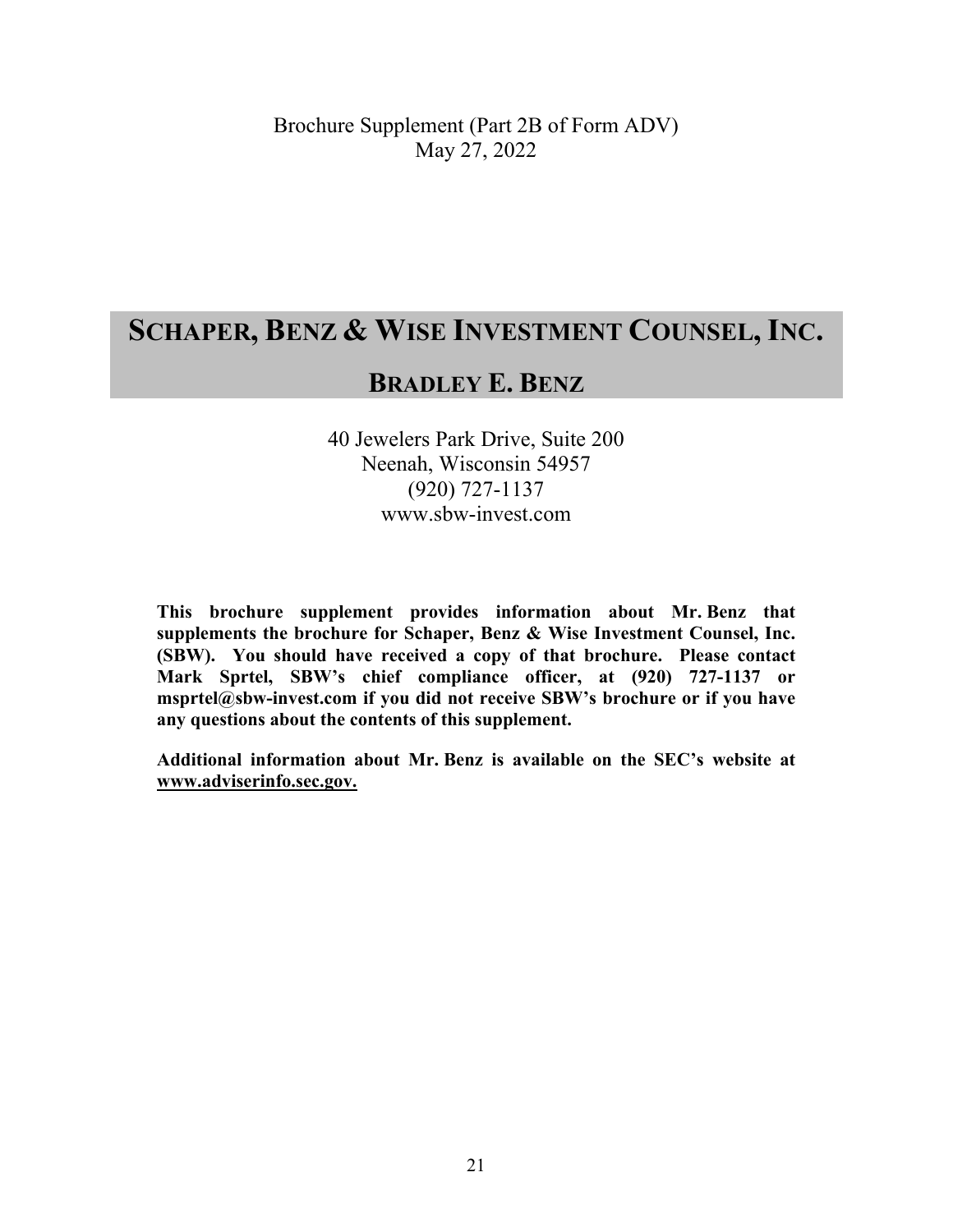Brochure Supplement (Part 2B of Form ADV)
May 27, 2022

# SCHAPER, BENZ & WISE INVESTMENT COUNSEL, INC.

## BRADLEY E. BENZ

40 Jewelers Park Drive, Suite 200
Neenah, Wisconsin 54957
(920) 727-1137
www.sbw-invest.com

**This brochure supplement provides information about Mr. Benz that supplements the brochure for Schaper, Benz & Wise Investment Counsel, Inc. (SBW). You should have received a copy of that brochure. Please contact Mark Sprtel, SBW's chief compliance officer, at (920) 727-1137 or msprtel@sbw-invest.com if you did not receive SBW's brochure or if you have any questions about the contents of this supplement.**

**Additional information about Mr. Benz is available on the SEC's website at www.adviserinfo.sec.gov.**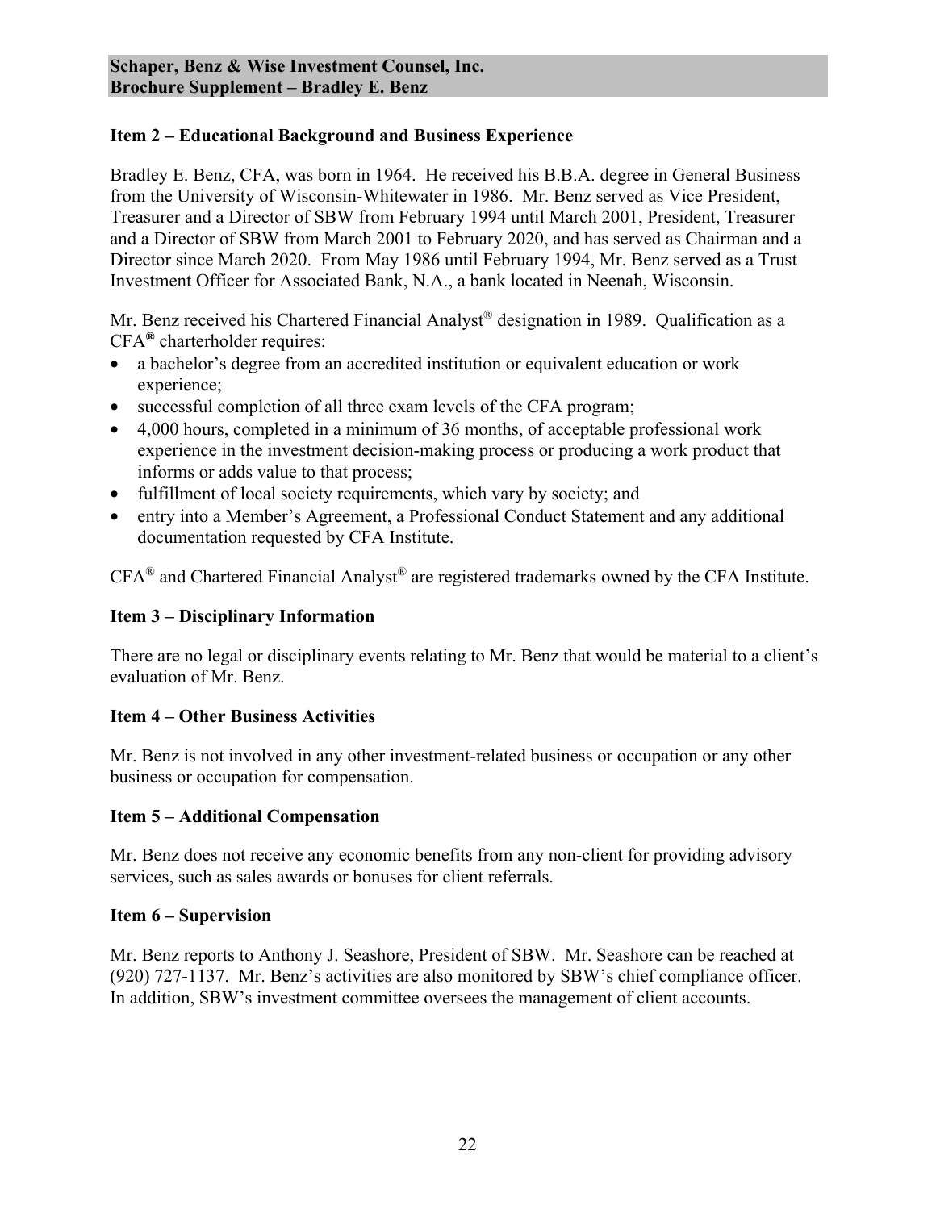**Schaper, Benz & Wise Investment Counsel, Inc.**
**Brochure Supplement – Bradley E. Benz**

## Item 2 – Educational Background and Business Experience

Bradley E. Benz, CFA, was born in 1964. He received his B.B.A. degree in General Business from the University of Wisconsin-Whitewater in 1986. Mr. Benz served as Vice President, Treasurer and a Director of SBW from February 1994 until March 2001, President, Treasurer and a Director of SBW from March 2001 to February 2020, and has served as Chairman and a Director since March 2020. From May 1986 until February 1994, Mr. Benz served as a Trust Investment Officer for Associated Bank, N.A., a bank located in Neenah, Wisconsin.

Mr. Benz received his Chartered Financial Analyst® designation in 1989. Qualification as a CFA® charterholder requires:

- a bachelor's degree from an accredited institution or equivalent education or work experience;
- successful completion of all three exam levels of the CFA program;
- 4,000 hours, completed in a minimum of 36 months, of acceptable professional work experience in the investment decision-making process or producing a work product that informs or adds value to that process;
- fulfillment of local society requirements, which vary by society; and
- entry into a Member's Agreement, a Professional Conduct Statement and any additional documentation requested by CFA Institute.

CFA® and Chartered Financial Analyst® are registered trademarks owned by the CFA Institute.

## Item 3 – Disciplinary Information

There are no legal or disciplinary events relating to Mr. Benz that would be material to a client's evaluation of Mr. Benz.

## Item 4 – Other Business Activities

Mr. Benz is not involved in any other investment-related business or occupation or any other business or occupation for compensation.

## Item 5 – Additional Compensation

Mr. Benz does not receive any economic benefits from any non-client for providing advisory services, such as sales awards or bonuses for client referrals.

## Item 6 – Supervision

Mr. Benz reports to Anthony J. Seashore, President of SBW. Mr. Seashore can be reached at (920) 727-1137. Mr. Benz's activities are also monitored by SBW's chief compliance officer. In addition, SBW's investment committee oversees the management of client accounts.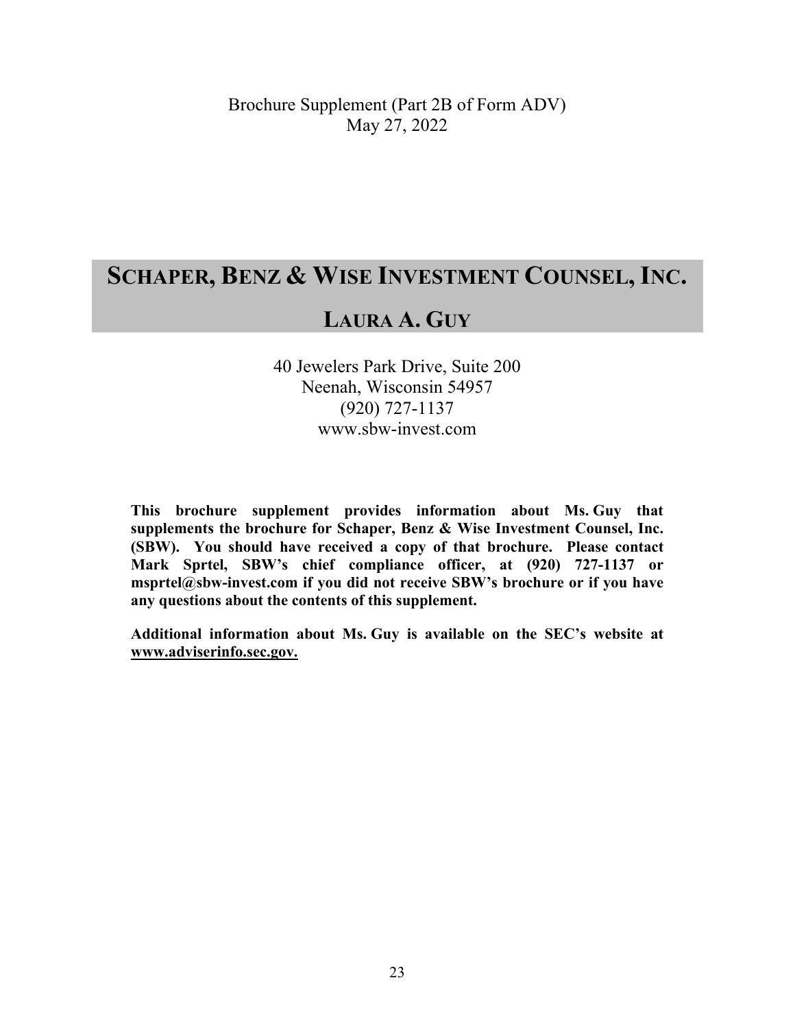Brochure Supplement (Part 2B of Form ADV)
May 27, 2022

# SCHAPER, BENZ & WISE INVESTMENT COUNSEL, INC.

## LAURA A. GUY

40 Jewelers Park Drive, Suite 200
Neenah, Wisconsin 54957
(920) 727-1137
www.sbw-invest.com

**This brochure supplement provides information about Ms. Guy that supplements the brochure for Schaper, Benz & Wise Investment Counsel, Inc. (SBW). You should have received a copy of that brochure. Please contact Mark Sprtel, SBW's chief compliance officer, at (920) 727-1137 or msprtel@sbw-invest.com if you did not receive SBW's brochure or if you have any questions about the contents of this supplement.**

**Additional information about Ms. Guy is available on the SEC's website at <u>www.adviserinfo.sec.gov.</u>**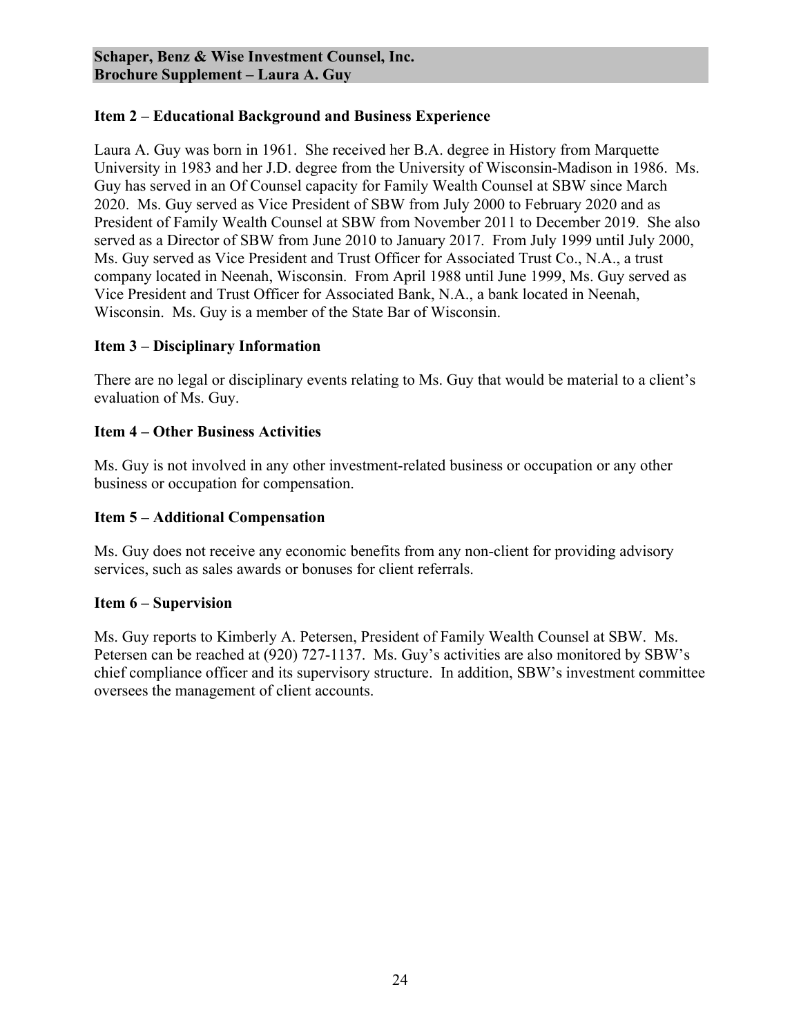**Schaper, Benz & Wise Investment Counsel, Inc.**
**Brochure Supplement – Laura A. Guy**

### Item 2 – Educational Background and Business Experience

Laura A. Guy was born in 1961. She received her B.A. degree in History from Marquette University in 1983 and her J.D. degree from the University of Wisconsin-Madison in 1986. Ms. Guy has served in an Of Counsel capacity for Family Wealth Counsel at SBW since March 2020. Ms. Guy served as Vice President of SBW from July 2000 to February 2020 and as President of Family Wealth Counsel at SBW from November 2011 to December 2019. She also served as a Director of SBW from June 2010 to January 2017. From July 1999 until July 2000, Ms. Guy served as Vice President and Trust Officer for Associated Trust Co., N.A., a trust company located in Neenah, Wisconsin. From April 1988 until June 1999, Ms. Guy served as Vice President and Trust Officer for Associated Bank, N.A., a bank located in Neenah, Wisconsin. Ms. Guy is a member of the State Bar of Wisconsin.

### Item 3 – Disciplinary Information

There are no legal or disciplinary events relating to Ms. Guy that would be material to a client's evaluation of Ms. Guy.

### Item 4 – Other Business Activities

Ms. Guy is not involved in any other investment-related business or occupation or any other business or occupation for compensation.

### Item 5 – Additional Compensation

Ms. Guy does not receive any economic benefits from any non-client for providing advisory services, such as sales awards or bonuses for client referrals.

### Item 6 – Supervision

Ms. Guy reports to Kimberly A. Petersen, President of Family Wealth Counsel at SBW. Ms. Petersen can be reached at (920) 727-1137. Ms. Guy's activities are also monitored by SBW's chief compliance officer and its supervisory structure. In addition, SBW's investment committee oversees the management of client accounts.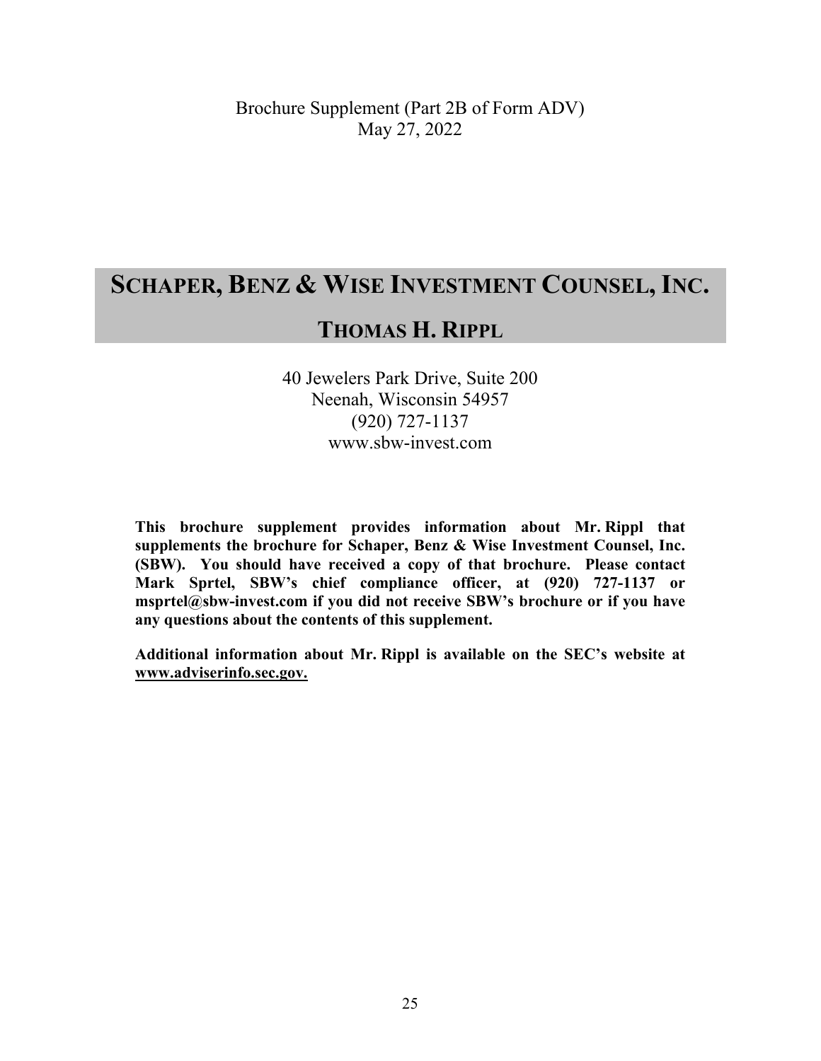Brochure Supplement (Part 2B of Form ADV)
May 27, 2022

# SCHAPER, BENZ & WISE INVESTMENT COUNSEL, INC.

## THOMAS H. RIPPL

40 Jewelers Park Drive, Suite 200
Neenah, Wisconsin 54957
(920) 727-1137
www.sbw-invest.com

**This brochure supplement provides information about Mr. Rippl that supplements the brochure for Schaper, Benz & Wise Investment Counsel, Inc. (SBW). You should have received a copy of that brochure. Please contact Mark Sprtel, SBW's chief compliance officer, at (920) 727-1137 or msprtel@sbw-invest.com if you did not receive SBW's brochure or if you have any questions about the contents of this supplement.**

**Additional information about Mr. Rippl is available on the SEC's website at www.adviserinfo.sec.gov.**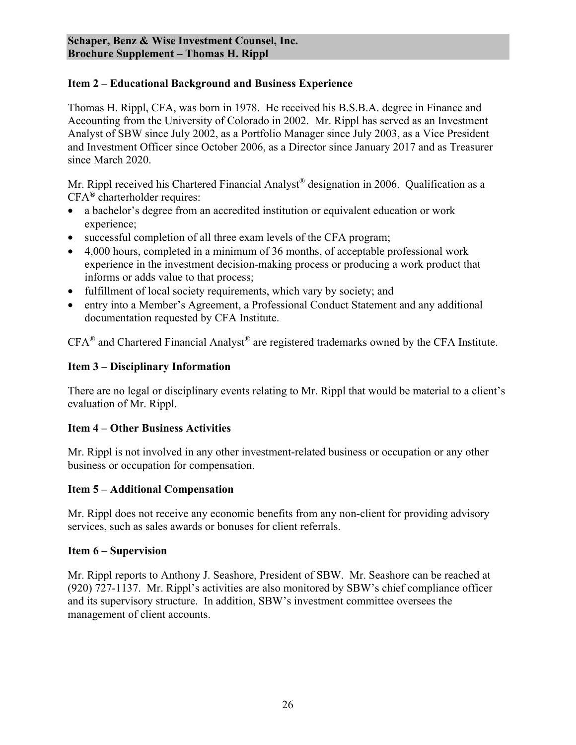**Schaper, Benz & Wise Investment Counsel, Inc.**
**Brochure Supplement – Thomas H. Rippl**

## Item 2 – Educational Background and Business Experience

Thomas H. Rippl, CFA, was born in 1978. He received his B.S.B.A. degree in Finance and Accounting from the University of Colorado in 2002. Mr. Rippl has served as an Investment Analyst of SBW since July 2002, as a Portfolio Manager since July 2003, as a Vice President and Investment Officer since October 2006, as a Director since January 2017 and as Treasurer since March 2020.

Mr. Rippl received his Chartered Financial Analyst® designation in 2006. Qualification as a CFA® charterholder requires:

- a bachelor's degree from an accredited institution or equivalent education or work experience;
- successful completion of all three exam levels of the CFA program;
- 4,000 hours, completed in a minimum of 36 months, of acceptable professional work experience in the investment decision-making process or producing a work product that informs or adds value to that process;
- fulfillment of local society requirements, which vary by society; and
- entry into a Member's Agreement, a Professional Conduct Statement and any additional documentation requested by CFA Institute.

CFA® and Chartered Financial Analyst® are registered trademarks owned by the CFA Institute.

## Item 3 – Disciplinary Information

There are no legal or disciplinary events relating to Mr. Rippl that would be material to a client's evaluation of Mr. Rippl.

## Item 4 – Other Business Activities

Mr. Rippl is not involved in any other investment-related business or occupation or any other business or occupation for compensation.

## Item 5 – Additional Compensation

Mr. Rippl does not receive any economic benefits from any non-client for providing advisory services, such as sales awards or bonuses for client referrals.

## Item 6 – Supervision

Mr. Rippl reports to Anthony J. Seashore, President of SBW. Mr. Seashore can be reached at (920) 727-1137. Mr. Rippl's activities are also monitored by SBW's chief compliance officer and its supervisory structure. In addition, SBW's investment committee oversees the management of client accounts.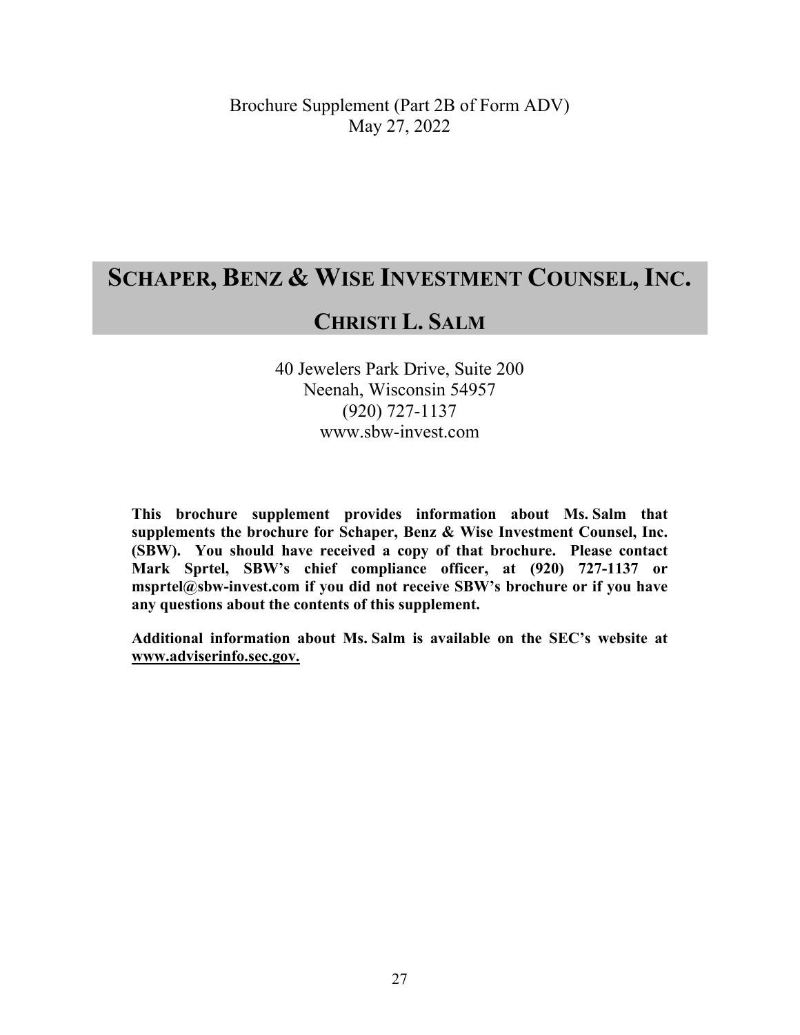Brochure Supplement (Part 2B of Form ADV)
May 27, 2022

# SCHAPER, BENZ & WISE INVESTMENT COUNSEL, INC.

## CHRISTI L. SALM

40 Jewelers Park Drive, Suite 200
Neenah, Wisconsin 54957
(920) 727-1137
www.sbw-invest.com

**This brochure supplement provides information about Ms. Salm that supplements the brochure for Schaper, Benz & Wise Investment Counsel, Inc. (SBW). You should have received a copy of that brochure. Please contact Mark Sprtel, SBW's chief compliance officer, at (920) 727-1137 or msprtel@sbw-invest.com if you did not receive SBW's brochure or if you have any questions about the contents of this supplement.**

**Additional information about Ms. Salm is available on the SEC's website at www.adviserinfo.sec.gov.**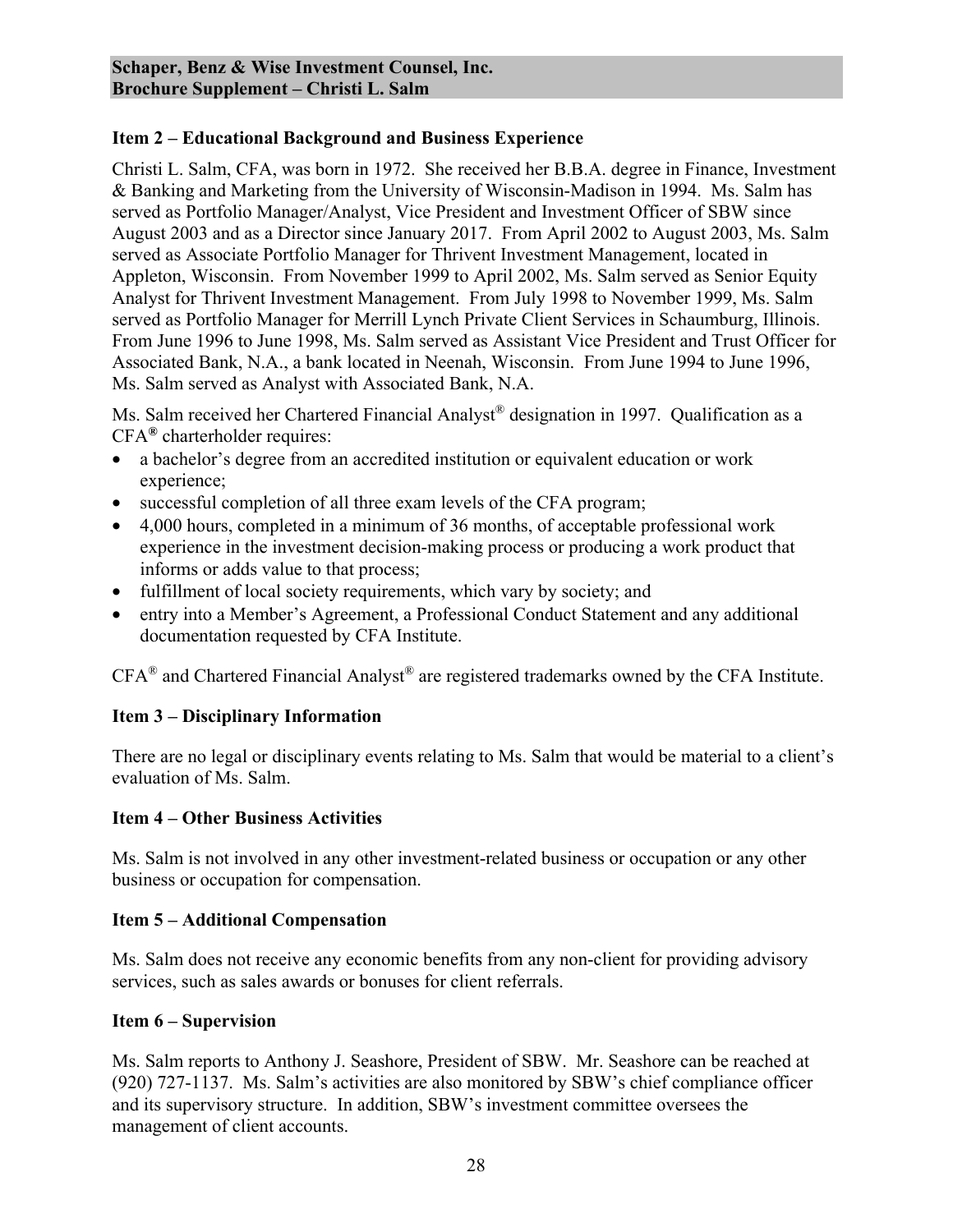**Schaper, Benz & Wise Investment Counsel, Inc.**
**Brochure Supplement – Christi L. Salm**

### Item 2 – Educational Background and Business Experience

Christi L. Salm, CFA, was born in 1972. She received her B.B.A. degree in Finance, Investment & Banking and Marketing from the University of Wisconsin-Madison in 1994. Ms. Salm has served as Portfolio Manager/Analyst, Vice President and Investment Officer of SBW since August 2003 and as a Director since January 2017. From April 2002 to August 2003, Ms. Salm served as Associate Portfolio Manager for Thrivent Investment Management, located in Appleton, Wisconsin. From November 1999 to April 2002, Ms. Salm served as Senior Equity Analyst for Thrivent Investment Management. From July 1998 to November 1999, Ms. Salm served as Portfolio Manager for Merrill Lynch Private Client Services in Schaumburg, Illinois. From June 1996 to June 1998, Ms. Salm served as Assistant Vice President and Trust Officer for Associated Bank, N.A., a bank located in Neenah, Wisconsin. From June 1994 to June 1996, Ms. Salm served as Analyst with Associated Bank, N.A.

Ms. Salm received her Chartered Financial Analyst® designation in 1997. Qualification as a CFA® charterholder requires:

- a bachelor's degree from an accredited institution or equivalent education or work experience;
- successful completion of all three exam levels of the CFA program;
- 4,000 hours, completed in a minimum of 36 months, of acceptable professional work experience in the investment decision-making process or producing a work product that informs or adds value to that process;
- fulfillment of local society requirements, which vary by society; and
- entry into a Member's Agreement, a Professional Conduct Statement and any additional documentation requested by CFA Institute.

CFA® and Chartered Financial Analyst® are registered trademarks owned by the CFA Institute.

### Item 3 – Disciplinary Information

There are no legal or disciplinary events relating to Ms. Salm that would be material to a client's evaluation of Ms. Salm.

### Item 4 – Other Business Activities

Ms. Salm is not involved in any other investment-related business or occupation or any other business or occupation for compensation.

### Item 5 – Additional Compensation

Ms. Salm does not receive any economic benefits from any non-client for providing advisory services, such as sales awards or bonuses for client referrals.

### Item 6 – Supervision

Ms. Salm reports to Anthony J. Seashore, President of SBW. Mr. Seashore can be reached at (920) 727-1137. Ms. Salm's activities are also monitored by SBW's chief compliance officer and its supervisory structure. In addition, SBW's investment committee oversees the management of client accounts.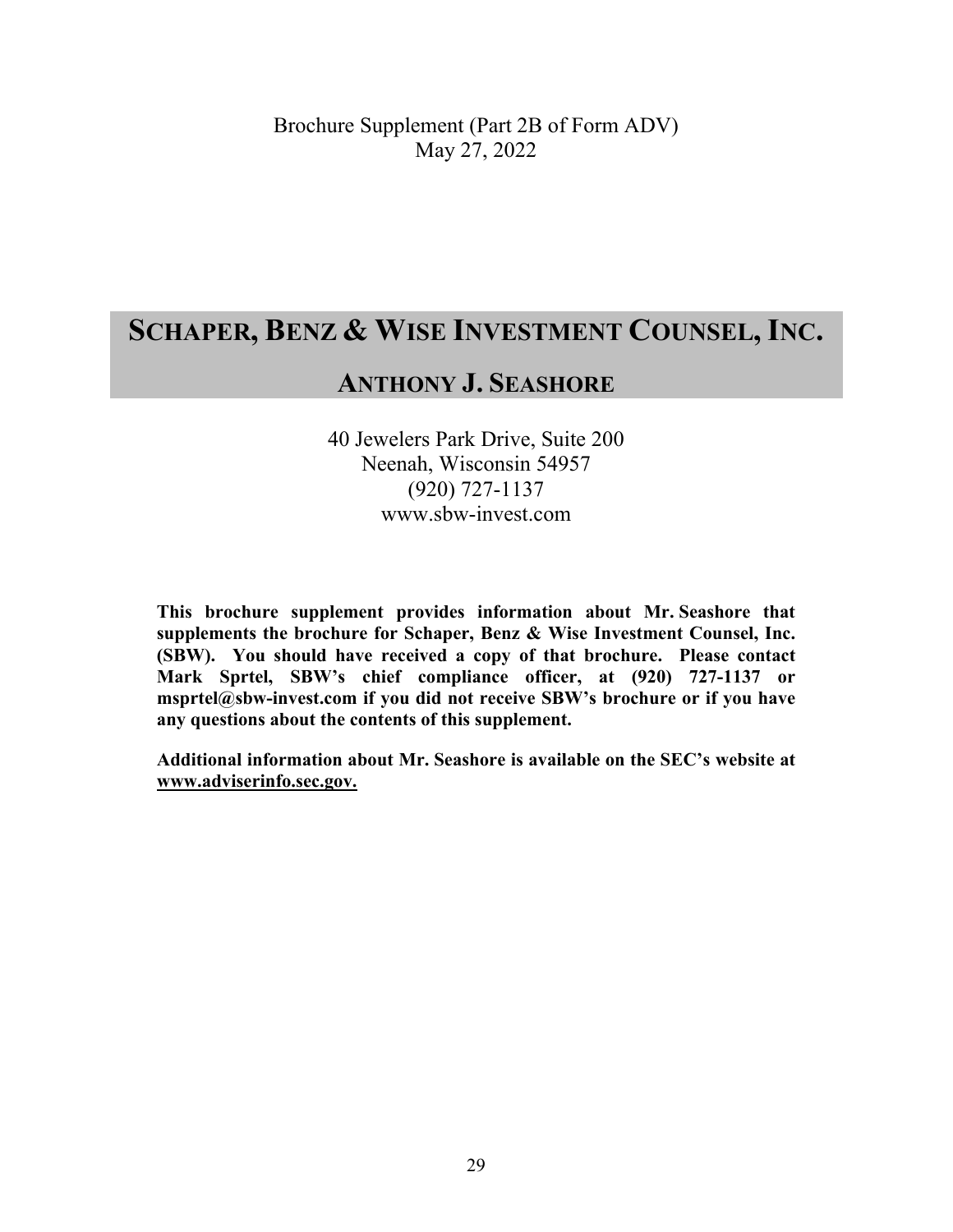Brochure Supplement (Part 2B of Form ADV)
May 27, 2022

# SCHAPER, BENZ & WISE INVESTMENT COUNSEL, INC.

## ANTHONY J. SEASHORE

40 Jewelers Park Drive, Suite 200
Neenah, Wisconsin 54957
(920) 727-1137
www.sbw-invest.com

**This brochure supplement provides information about Mr. Seashore that supplements the brochure for Schaper, Benz & Wise Investment Counsel, Inc. (SBW). You should have received a copy of that brochure. Please contact Mark Sprtel, SBW's chief compliance officer, at (920) 727-1137 or msprtel@sbw-invest.com if you did not receive SBW's brochure or if you have any questions about the contents of this supplement.**

**Additional information about Mr. Seashore is available on the SEC's website at www.adviserinfo.sec.gov.**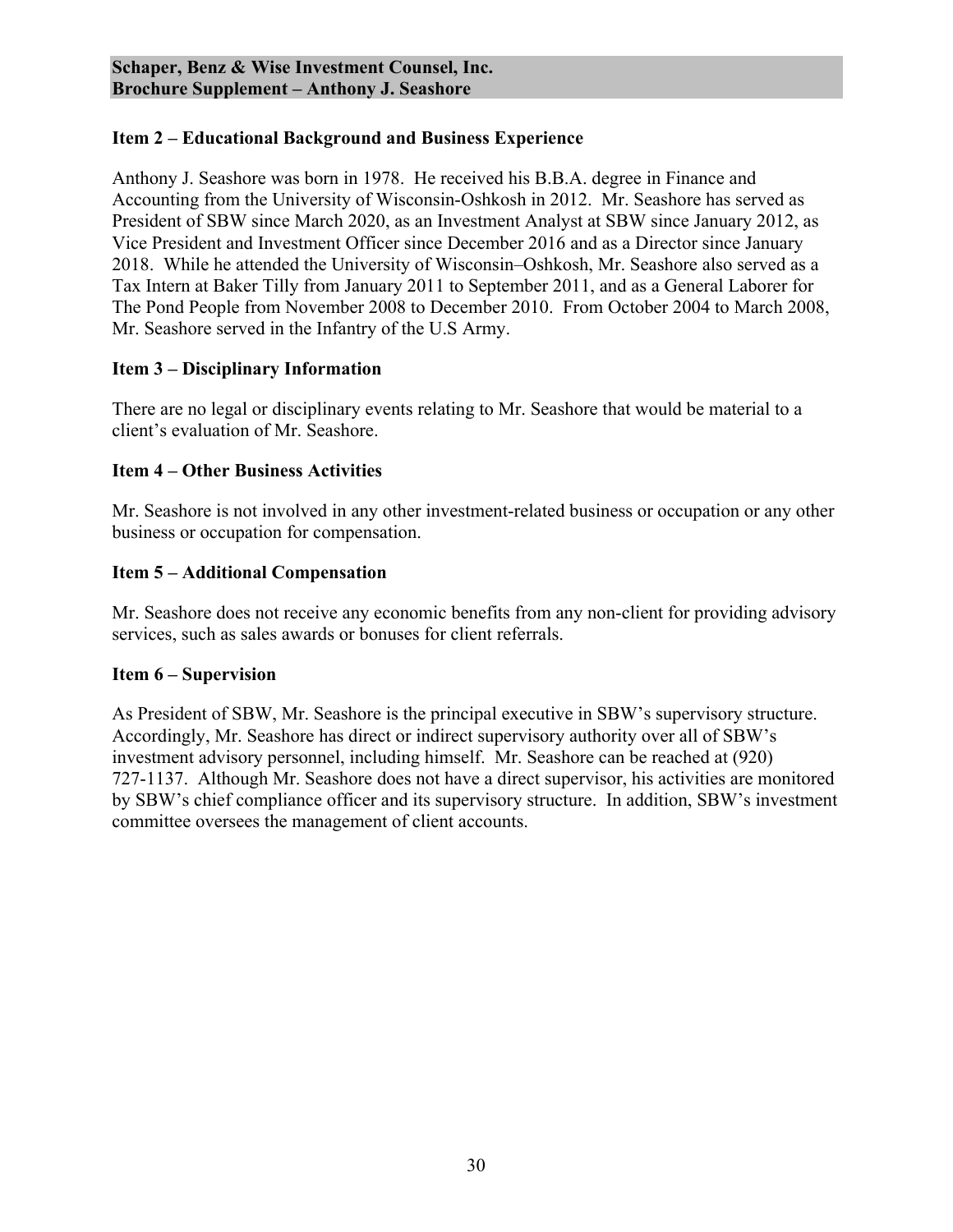**Schaper, Benz & Wise Investment Counsel, Inc.**
**Brochure Supplement – Anthony J. Seashore**

### Item 2 – Educational Background and Business Experience

Anthony J. Seashore was born in 1978. He received his B.B.A. degree in Finance and Accounting from the University of Wisconsin-Oshkosh in 2012. Mr. Seashore has served as President of SBW since March 2020, as an Investment Analyst at SBW since January 2012, as Vice President and Investment Officer since December 2016 and as a Director since January 2018. While he attended the University of Wisconsin–Oshkosh, Mr. Seashore also served as a Tax Intern at Baker Tilly from January 2011 to September 2011, and as a General Laborer for The Pond People from November 2008 to December 2010. From October 2004 to March 2008, Mr. Seashore served in the Infantry of the U.S Army.

### Item 3 – Disciplinary Information

There are no legal or disciplinary events relating to Mr. Seashore that would be material to a client's evaluation of Mr. Seashore.

### Item 4 – Other Business Activities

Mr. Seashore is not involved in any other investment-related business or occupation or any other business or occupation for compensation.

### Item 5 – Additional Compensation

Mr. Seashore does not receive any economic benefits from any non-client for providing advisory services, such as sales awards or bonuses for client referrals.

### Item 6 – Supervision

As President of SBW, Mr. Seashore is the principal executive in SBW's supervisory structure. Accordingly, Mr. Seashore has direct or indirect supervisory authority over all of SBW's investment advisory personnel, including himself. Mr. Seashore can be reached at (920) 727-1137. Although Mr. Seashore does not have a direct supervisor, his activities are monitored by SBW's chief compliance officer and its supervisory structure. In addition, SBW's investment committee oversees the management of client accounts.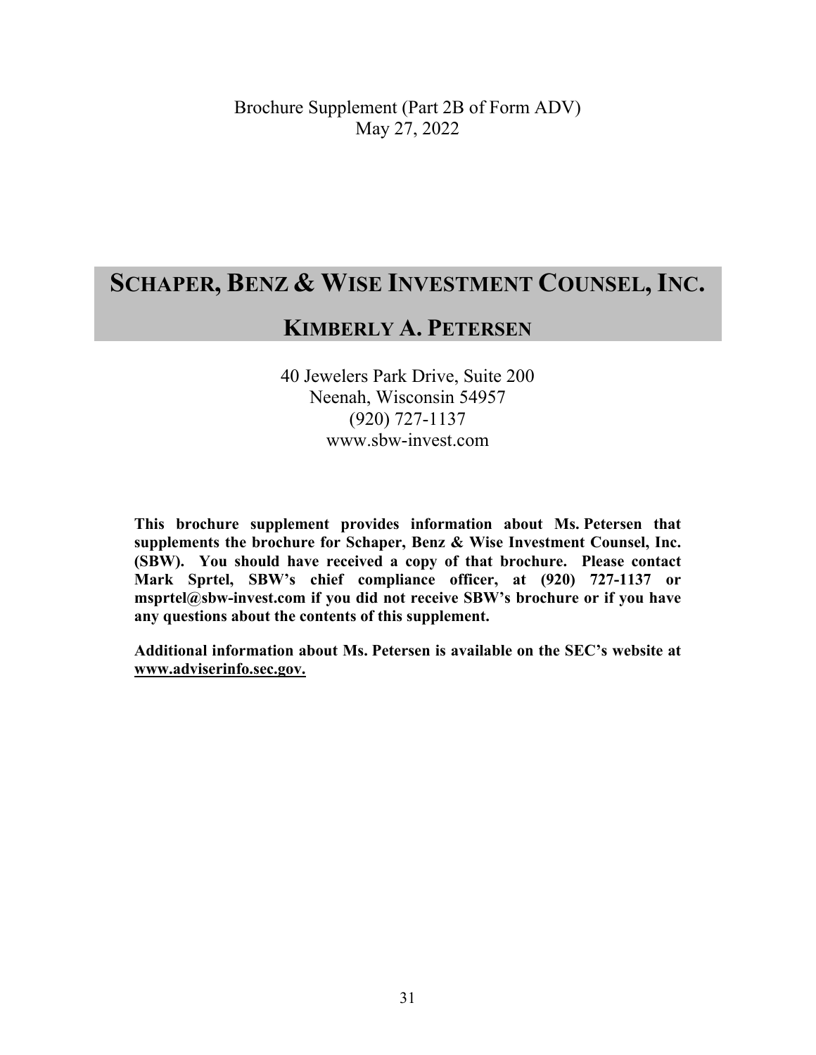Brochure Supplement (Part 2B of Form ADV)
May 27, 2022

# SCHAPER, BENZ & WISE INVESTMENT COUNSEL, INC.

## KIMBERLY A. PETERSEN

40 Jewelers Park Drive, Suite 200
Neenah, Wisconsin 54957
(920) 727-1137
www.sbw-invest.com

**This brochure supplement provides information about Ms. Petersen that supplements the brochure for Schaper, Benz & Wise Investment Counsel, Inc. (SBW). You should have received a copy of that brochure. Please contact Mark Sprtel, SBW's chief compliance officer, at (920) 727-1137 or msprtel@sbw-invest.com if you did not receive SBW's brochure or if you have any questions about the contents of this supplement.**

**Additional information about Ms. Petersen is available on the SEC's website at www.adviserinfo.sec.gov.**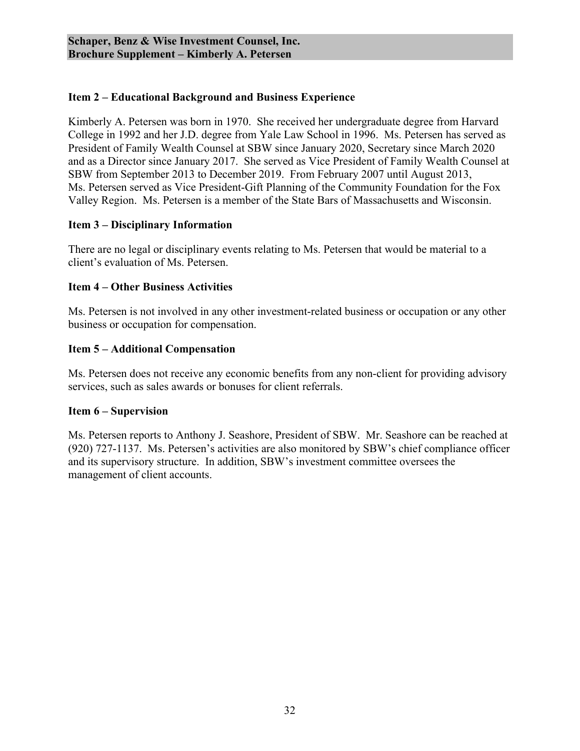**Schaper, Benz & Wise Investment Counsel, Inc.**
**Brochure Supplement – Kimberly A. Petersen**

## Item 2 – Educational Background and Business Experience

Kimberly A. Petersen was born in 1970. She received her undergraduate degree from Harvard College in 1992 and her J.D. degree from Yale Law School in 1996. Ms. Petersen has served as President of Family Wealth Counsel at SBW since January 2020, Secretary since March 2020 and as a Director since January 2017. She served as Vice President of Family Wealth Counsel at SBW from September 2013 to December 2019. From February 2007 until August 2013, Ms. Petersen served as Vice President-Gift Planning of the Community Foundation for the Fox Valley Region. Ms. Petersen is a member of the State Bars of Massachusetts and Wisconsin.

## Item 3 – Disciplinary Information

There are no legal or disciplinary events relating to Ms. Petersen that would be material to a client's evaluation of Ms. Petersen.

## Item 4 – Other Business Activities

Ms. Petersen is not involved in any other investment-related business or occupation or any other business or occupation for compensation.

## Item 5 – Additional Compensation

Ms. Petersen does not receive any economic benefits from any non-client for providing advisory services, such as sales awards or bonuses for client referrals.

## Item 6 – Supervision

Ms. Petersen reports to Anthony J. Seashore, President of SBW. Mr. Seashore can be reached at (920) 727-1137. Ms. Petersen's activities are also monitored by SBW's chief compliance officer and its supervisory structure. In addition, SBW's investment committee oversees the management of client accounts.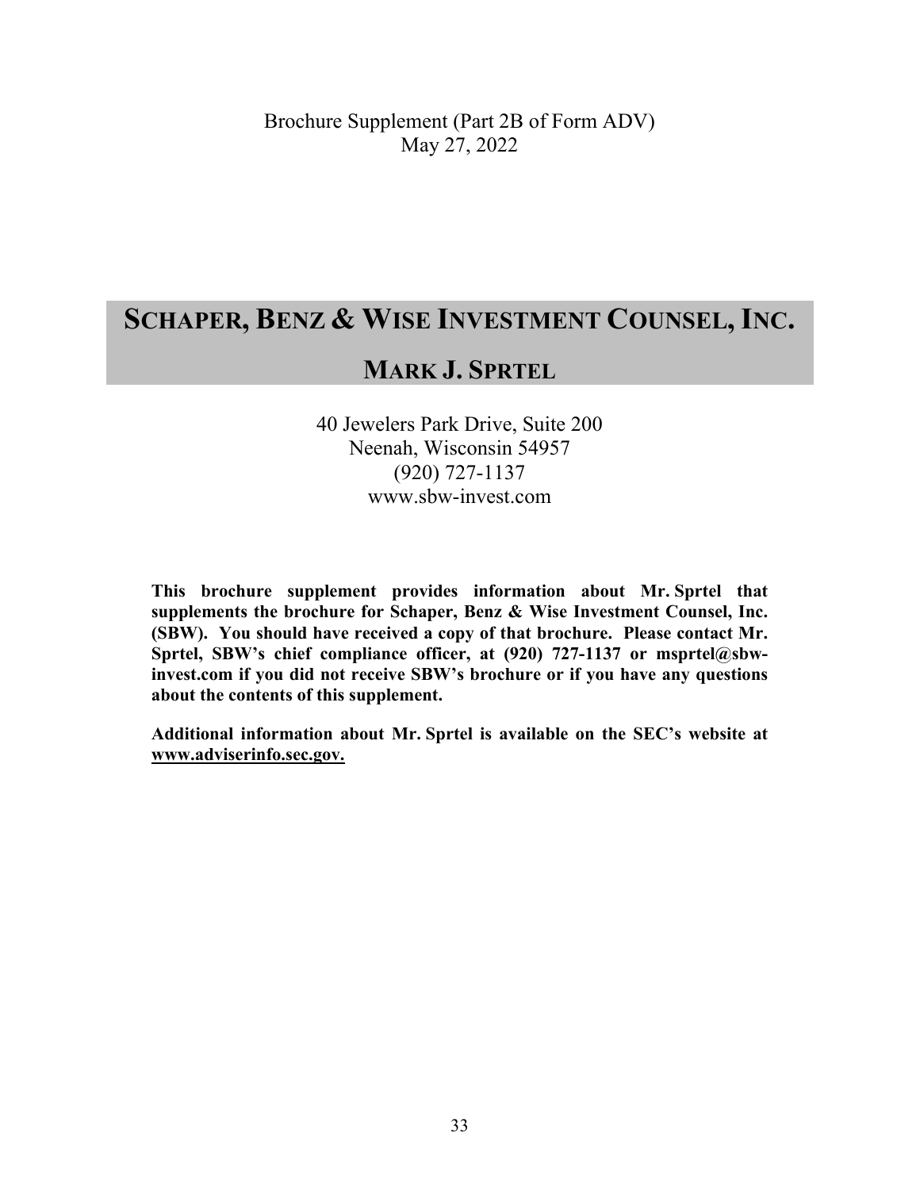Brochure Supplement (Part 2B of Form ADV)
May 27, 2022

# Schaper, Benz & Wise Investment Counsel, Inc.

## Mark J. Sprtel

40 Jewelers Park Drive, Suite 200
Neenah, Wisconsin 54957
(920) 727-1137
www.sbw-invest.com

**This brochure supplement provides information about Mr. Sprtel that supplements the brochure for Schaper, Benz & Wise Investment Counsel, Inc. (SBW). You should have received a copy of that brochure. Please contact Mr. Sprtel, SBW's chief compliance officer, at (920) 727-1137 or msprtel@sbw-invest.com if you did not receive SBW's brochure or if you have any questions about the contents of this supplement.**

**Additional information about Mr. Sprtel is available on the SEC's website at www.adviserinfo.sec.gov.**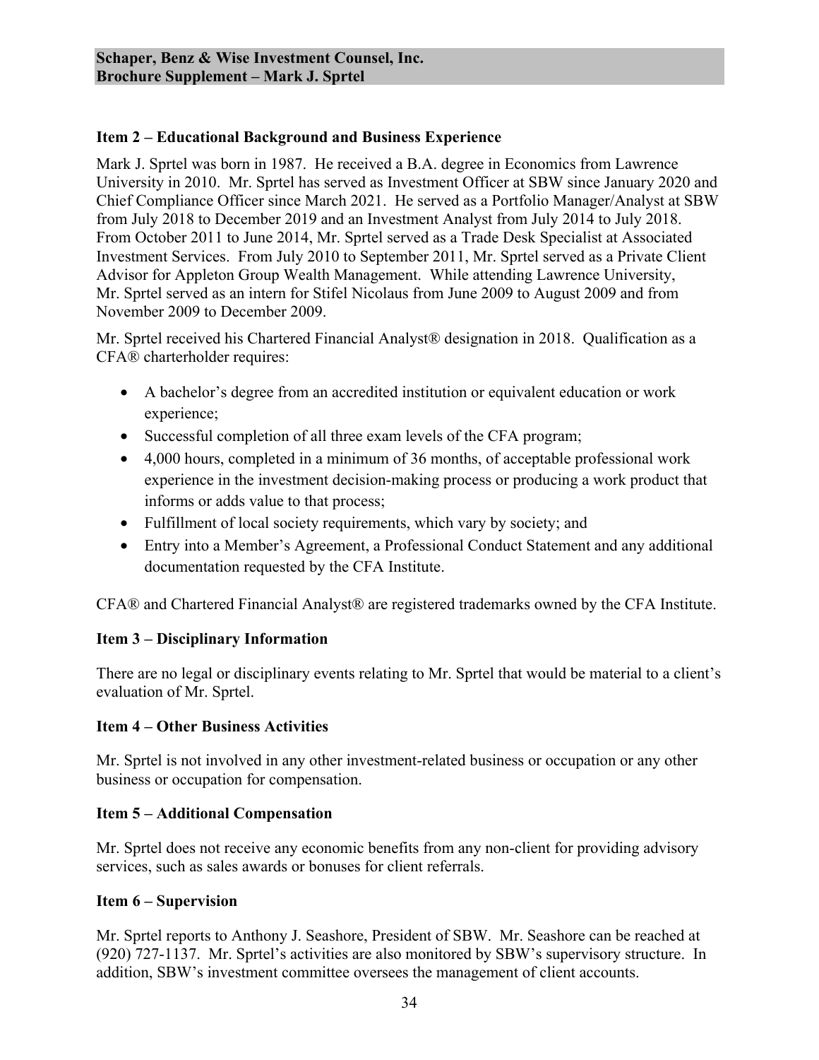**Schaper, Benz & Wise Investment Counsel, Inc.**
**Brochure Supplement – Mark J. Sprtel**

### Item 2 – Educational Background and Business Experience

Mark J. Sprtel was born in 1987. He received a B.A. degree in Economics from Lawrence University in 2010. Mr. Sprtel has served as Investment Officer at SBW since January 2020 and Chief Compliance Officer since March 2021. He served as a Portfolio Manager/Analyst at SBW from July 2018 to December 2019 and an Investment Analyst from July 2014 to July 2018. From October 2011 to June 2014, Mr. Sprtel served as a Trade Desk Specialist at Associated Investment Services. From July 2010 to September 2011, Mr. Sprtel served as a Private Client Advisor for Appleton Group Wealth Management. While attending Lawrence University, Mr. Sprtel served as an intern for Stifel Nicolaus from June 2009 to August 2009 and from November 2009 to December 2009.

Mr. Sprtel received his Chartered Financial Analyst® designation in 2018. Qualification as a CFA® charterholder requires:

- A bachelor's degree from an accredited institution or equivalent education or work experience;
- Successful completion of all three exam levels of the CFA program;
- 4,000 hours, completed in a minimum of 36 months, of acceptable professional work experience in the investment decision-making process or producing a work product that informs or adds value to that process;
- Fulfillment of local society requirements, which vary by society; and
- Entry into a Member's Agreement, a Professional Conduct Statement and any additional documentation requested by the CFA Institute.

CFA® and Chartered Financial Analyst® are registered trademarks owned by the CFA Institute.

### Item 3 – Disciplinary Information

There are no legal or disciplinary events relating to Mr. Sprtel that would be material to a client's evaluation of Mr. Sprtel.

### Item 4 – Other Business Activities

Mr. Sprtel is not involved in any other investment-related business or occupation or any other business or occupation for compensation.

### Item 5 – Additional Compensation

Mr. Sprtel does not receive any economic benefits from any non-client for providing advisory services, such as sales awards or bonuses for client referrals.

### Item 6 – Supervision

Mr. Sprtel reports to Anthony J. Seashore, President of SBW. Mr. Seashore can be reached at (920) 727-1137. Mr. Sprtel's activities are also monitored by SBW's supervisory structure. In addition, SBW's investment committee oversees the management of client accounts.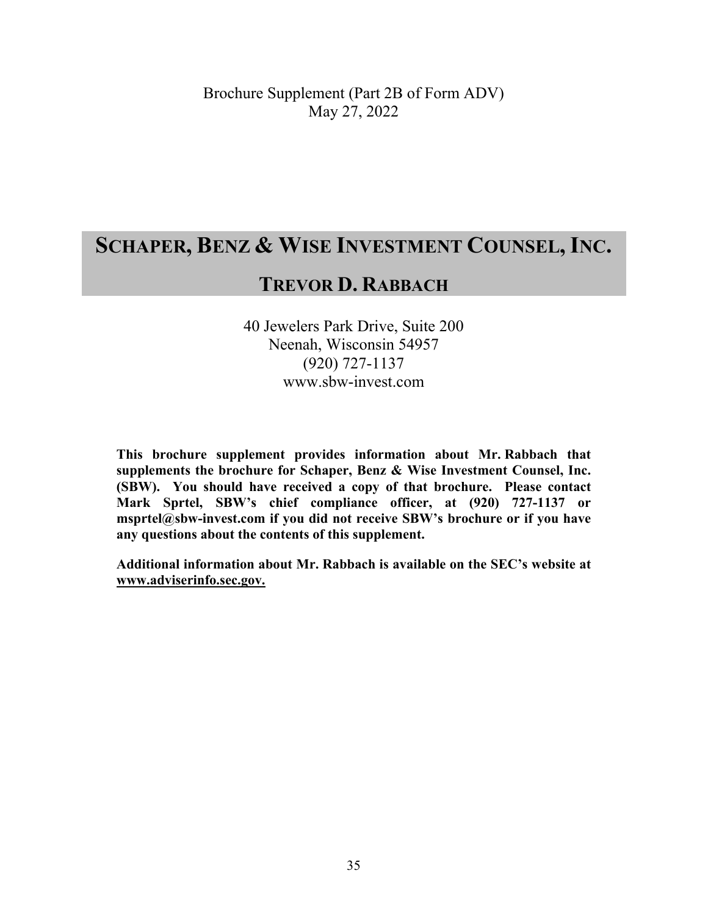Brochure Supplement (Part 2B of Form ADV)
May 27, 2022

# SCHAPER, BENZ & WISE INVESTMENT COUNSEL, INC.

## TREVOR D. RABBACH

40 Jewelers Park Drive, Suite 200
Neenah, Wisconsin 54957
(920) 727-1137
www.sbw-invest.com

**This brochure supplement provides information about Mr. Rabbach that supplements the brochure for Schaper, Benz & Wise Investment Counsel, Inc. (SBW). You should have received a copy of that brochure. Please contact Mark Sprtel, SBW's chief compliance officer, at (920) 727-1137 or msprtel@sbw-invest.com if you did not receive SBW's brochure or if you have any questions about the contents of this supplement.**

**Additional information about Mr. Rabbach is available on the SEC's website at www.adviserinfo.sec.gov.**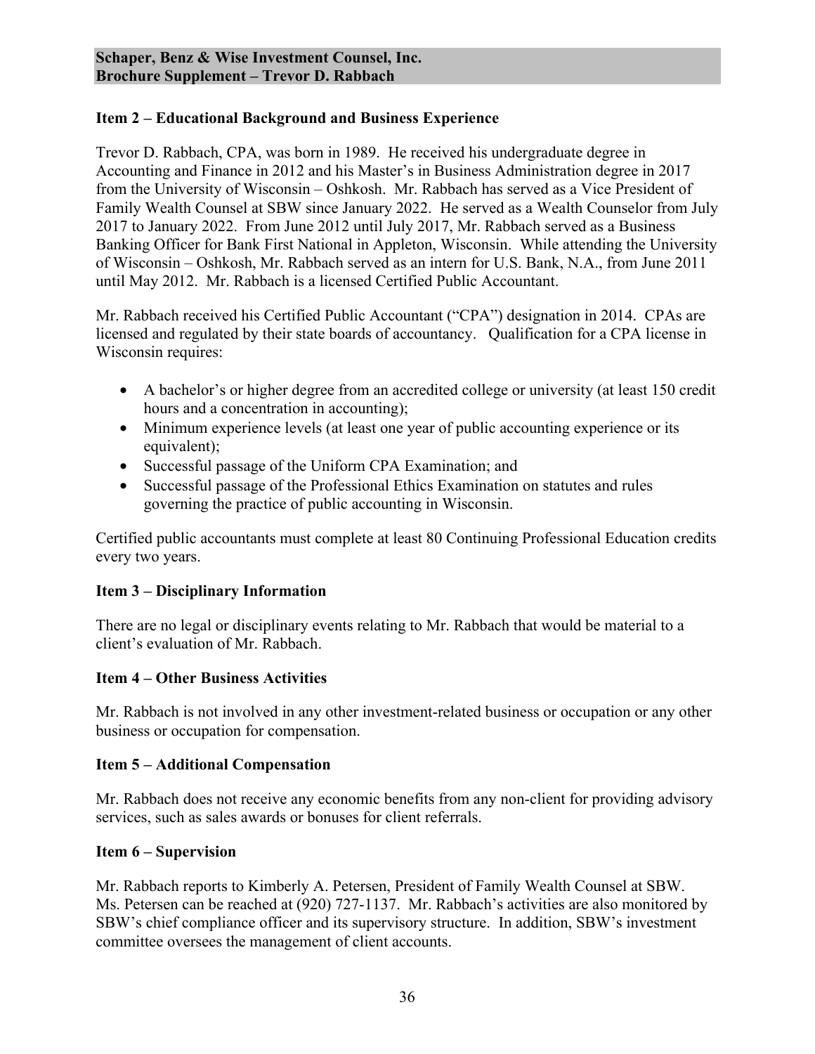**Schaper, Benz & Wise Investment Counsel, Inc.**
**Brochure Supplement – Trevor D. Rabbach**

## Item 2 – Educational Background and Business Experience

Trevor D. Rabbach, CPA, was born in 1989. He received his undergraduate degree in Accounting and Finance in 2012 and his Master's in Business Administration degree in 2017 from the University of Wisconsin – Oshkosh. Mr. Rabbach has served as a Vice President of Family Wealth Counsel at SBW since January 2022. He served as a Wealth Counselor from July 2017 to January 2022. From June 2012 until July 2017, Mr. Rabbach served as a Business Banking Officer for Bank First National in Appleton, Wisconsin. While attending the University of Wisconsin – Oshkosh, Mr. Rabbach served as an intern for U.S. Bank, N.A., from June 2011 until May 2012. Mr. Rabbach is a licensed Certified Public Accountant.

Mr. Rabbach received his Certified Public Accountant ("CPA") designation in 2014. CPAs are licensed and regulated by their state boards of accountancy. Qualification for a CPA license in Wisconsin requires:

- A bachelor's or higher degree from an accredited college or university (at least 150 credit hours and a concentration in accounting);
- Minimum experience levels (at least one year of public accounting experience or its equivalent);
- Successful passage of the Uniform CPA Examination; and
- Successful passage of the Professional Ethics Examination on statutes and rules governing the practice of public accounting in Wisconsin.

Certified public accountants must complete at least 80 Continuing Professional Education credits every two years.

## Item 3 – Disciplinary Information

There are no legal or disciplinary events relating to Mr. Rabbach that would be material to a client's evaluation of Mr. Rabbach.

## Item 4 – Other Business Activities

Mr. Rabbach is not involved in any other investment-related business or occupation or any other business or occupation for compensation.

## Item 5 – Additional Compensation

Mr. Rabbach does not receive any economic benefits from any non-client for providing advisory services, such as sales awards or bonuses for client referrals.

## Item 6 – Supervision

Mr. Rabbach reports to Kimberly A. Petersen, President of Family Wealth Counsel at SBW. Ms. Petersen can be reached at (920) 727-1137. Mr. Rabbach's activities are also monitored by SBW's chief compliance officer and its supervisory structure. In addition, SBW's investment committee oversees the management of client accounts.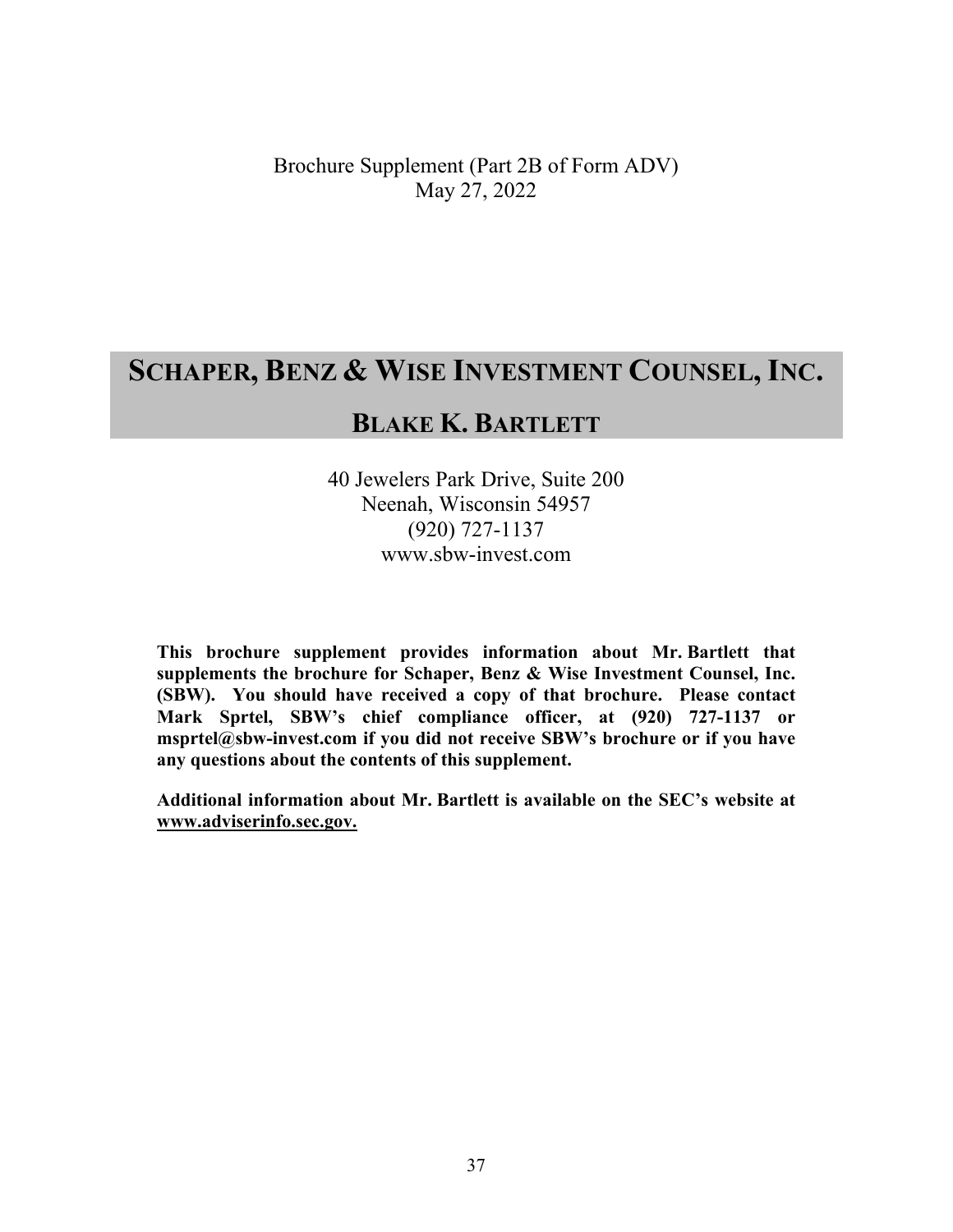Brochure Supplement (Part 2B of Form ADV)
May 27, 2022

# SCHAPER, BENZ & WISE INVESTMENT COUNSEL, INC.

## BLAKE K. BARTLETT

40 Jewelers Park Drive, Suite 200
Neenah, Wisconsin 54957
(920) 727-1137
www.sbw-invest.com

**This brochure supplement provides information about Mr. Bartlett that supplements the brochure for Schaper, Benz & Wise Investment Counsel, Inc. (SBW). You should have received a copy of that brochure. Please contact Mark Sprtel, SBW's chief compliance officer, at (920) 727-1137 or msprtel@sbw-invest.com if you did not receive SBW's brochure or if you have any questions about the contents of this supplement.**

**Additional information about Mr. Bartlett is available on the SEC's website at www.adviserinfo.sec.gov.**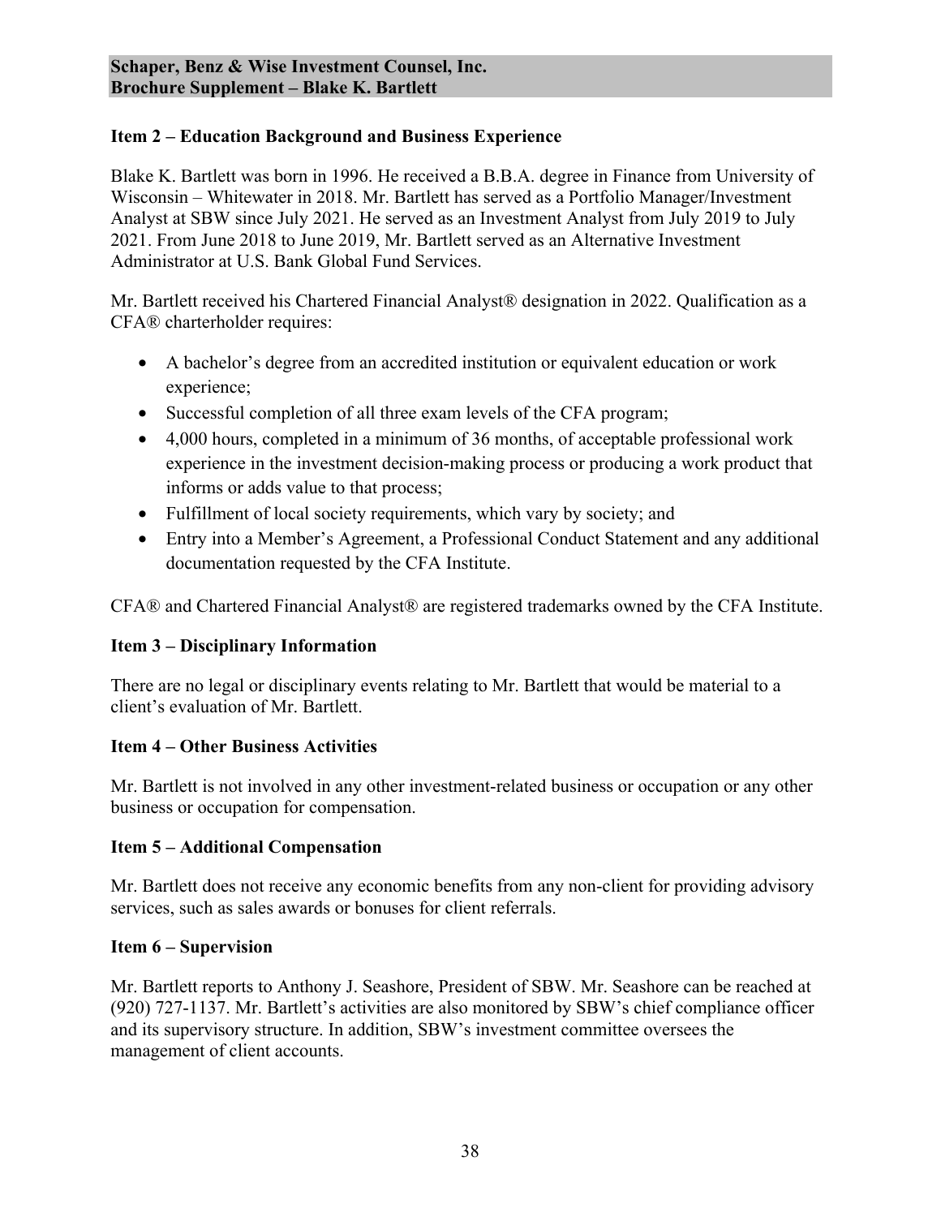**Schaper, Benz & Wise Investment Counsel, Inc.**
**Brochure Supplement – Blake K. Bartlett**

## Item 2 – Education Background and Business Experience

Blake K. Bartlett was born in 1996. He received a B.B.A. degree in Finance from University of Wisconsin – Whitewater in 2018. Mr. Bartlett has served as a Portfolio Manager/Investment Analyst at SBW since July 2021. He served as an Investment Analyst from July 2019 to July 2021. From June 2018 to June 2019, Mr. Bartlett served as an Alternative Investment Administrator at U.S. Bank Global Fund Services.

Mr. Bartlett received his Chartered Financial Analyst® designation in 2022. Qualification as a CFA® charterholder requires:

- A bachelor's degree from an accredited institution or equivalent education or work experience;
- Successful completion of all three exam levels of the CFA program;
- 4,000 hours, completed in a minimum of 36 months, of acceptable professional work experience in the investment decision-making process or producing a work product that informs or adds value to that process;
- Fulfillment of local society requirements, which vary by society; and
- Entry into a Member's Agreement, a Professional Conduct Statement and any additional documentation requested by the CFA Institute.

CFA® and Chartered Financial Analyst® are registered trademarks owned by the CFA Institute.

## Item 3 – Disciplinary Information

There are no legal or disciplinary events relating to Mr. Bartlett that would be material to a client's evaluation of Mr. Bartlett.

## Item 4 – Other Business Activities

Mr. Bartlett is not involved in any other investment-related business or occupation or any other business or occupation for compensation.

## Item 5 – Additional Compensation

Mr. Bartlett does not receive any economic benefits from any non-client for providing advisory services, such as sales awards or bonuses for client referrals.

## Item 6 – Supervision

Mr. Bartlett reports to Anthony J. Seashore, President of SBW. Mr. Seashore can be reached at (920) 727-1137. Mr. Bartlett's activities are also monitored by SBW's chief compliance officer and its supervisory structure. In addition, SBW's investment committee oversees the management of client accounts.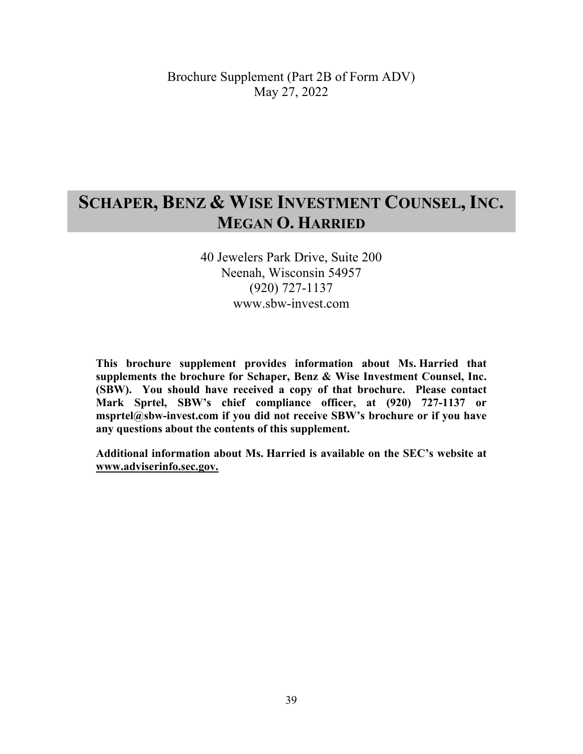Brochure Supplement (Part 2B of Form ADV)
May 27, 2022

# SCHAPER, BENZ & WISE INVESTMENT COUNSEL, INC.
## MEGAN O. HARRIED

40 Jewelers Park Drive, Suite 200
Neenah, Wisconsin 54957
(920) 727-1137
www.sbw-invest.com

**This brochure supplement provides information about Ms. Harried that supplements the brochure for Schaper, Benz & Wise Investment Counsel, Inc. (SBW). You should have received a copy of that brochure. Please contact Mark Sprtel, SBW's chief compliance officer, at (920) 727-1137 or msprtel@sbw-invest.com if you did not receive SBW's brochure or if you have any questions about the contents of this supplement.**

**Additional information about Ms. Harried is available on the SEC's website at www.adviserinfo.sec.gov.**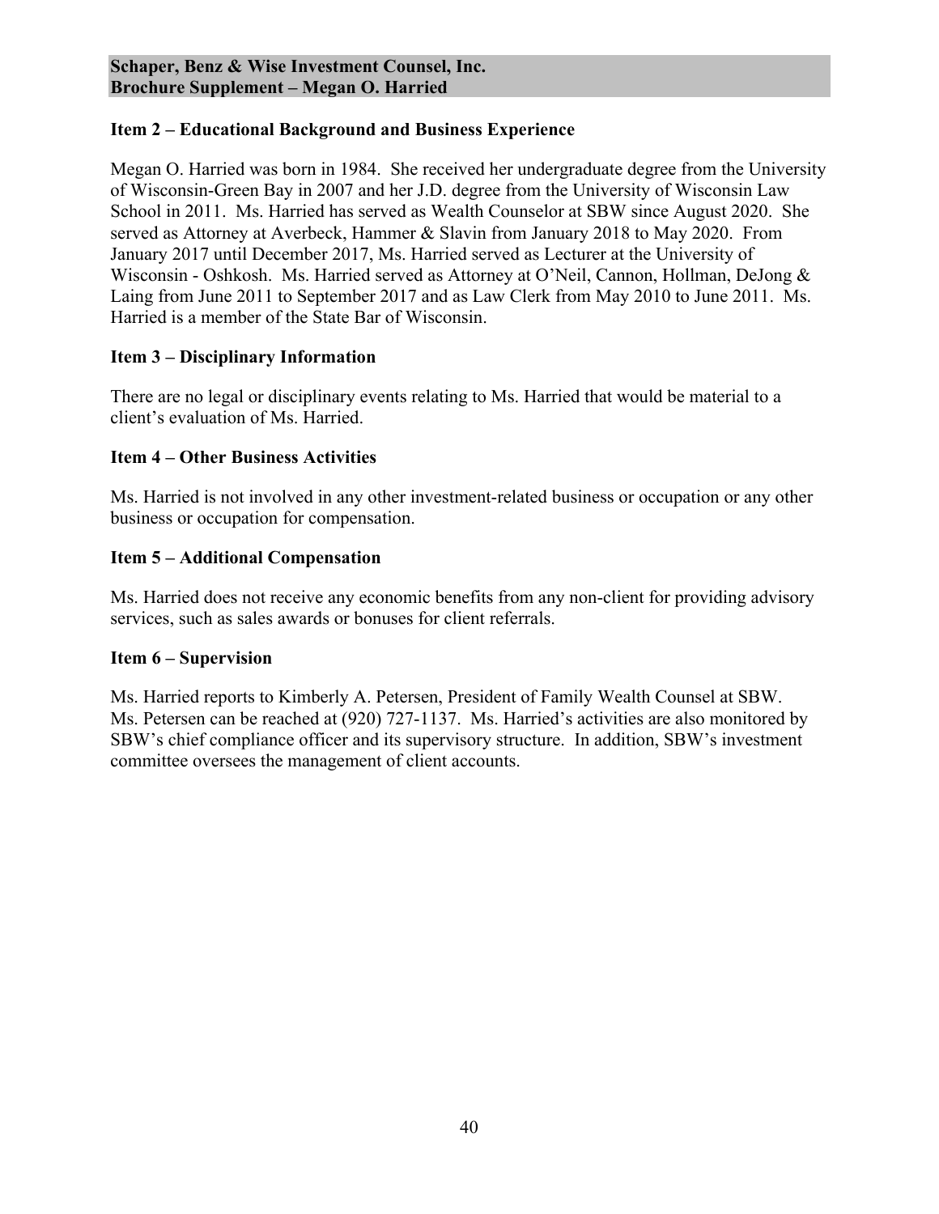**Schaper, Benz & Wise Investment Counsel, Inc.**
**Brochure Supplement – Megan O. Harried**

### Item 2 – Educational Background and Business Experience

Megan O. Harried was born in 1984. She received her undergraduate degree from the University of Wisconsin-Green Bay in 2007 and her J.D. degree from the University of Wisconsin Law School in 2011. Ms. Harried has served as Wealth Counselor at SBW since August 2020. She served as Attorney at Averbeck, Hammer & Slavin from January 2018 to May 2020. From January 2017 until December 2017, Ms. Harried served as Lecturer at the University of Wisconsin - Oshkosh. Ms. Harried served as Attorney at O'Neil, Cannon, Hollman, DeJong & Laing from June 2011 to September 2017 and as Law Clerk from May 2010 to June 2011. Ms. Harried is a member of the State Bar of Wisconsin.

### Item 3 – Disciplinary Information

There are no legal or disciplinary events relating to Ms. Harried that would be material to a client's evaluation of Ms. Harried.

### Item 4 – Other Business Activities

Ms. Harried is not involved in any other investment-related business or occupation or any other business or occupation for compensation.

### Item 5 – Additional Compensation

Ms. Harried does not receive any economic benefits from any non-client for providing advisory services, such as sales awards or bonuses for client referrals.

### Item 6 – Supervision

Ms. Harried reports to Kimberly A. Petersen, President of Family Wealth Counsel at SBW. Ms. Petersen can be reached at (920) 727-1137. Ms. Harried's activities are also monitored by SBW's chief compliance officer and its supervisory structure. In addition, SBW's investment committee oversees the management of client accounts.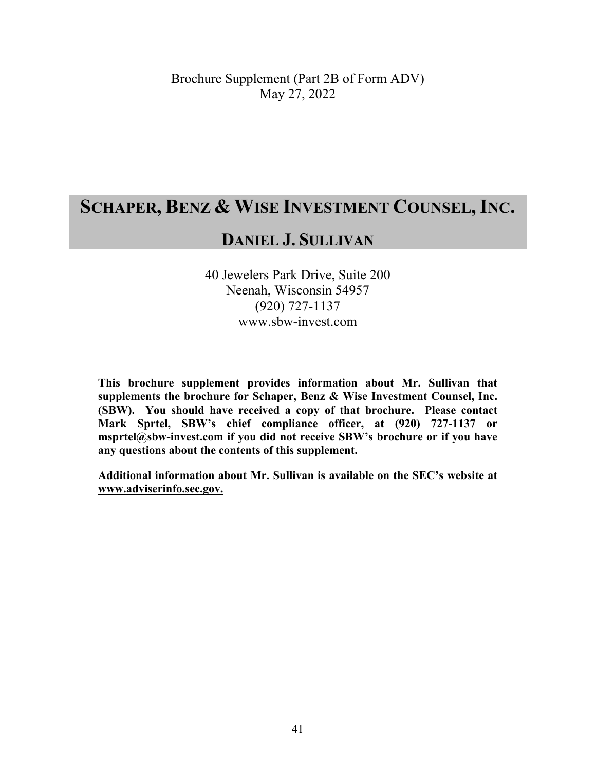Brochure Supplement (Part 2B of Form ADV)
May 27, 2022

# SCHAPER, BENZ & WISE INVESTMENT COUNSEL, INC.

## DANIEL J. SULLIVAN

40 Jewelers Park Drive, Suite 200
Neenah, Wisconsin 54957
(920) 727-1137
www.sbw-invest.com

**This brochure supplement provides information about Mr. Sullivan that supplements the brochure for Schaper, Benz & Wise Investment Counsel, Inc. (SBW). You should have received a copy of that brochure. Please contact Mark Sprtel, SBW's chief compliance officer, at (920) 727-1137 or msprtel@sbw-invest.com if you did not receive SBW's brochure or if you have any questions about the contents of this supplement.**

**Additional information about Mr. Sullivan is available on the SEC's website at www.adviserinfo.sec.gov.**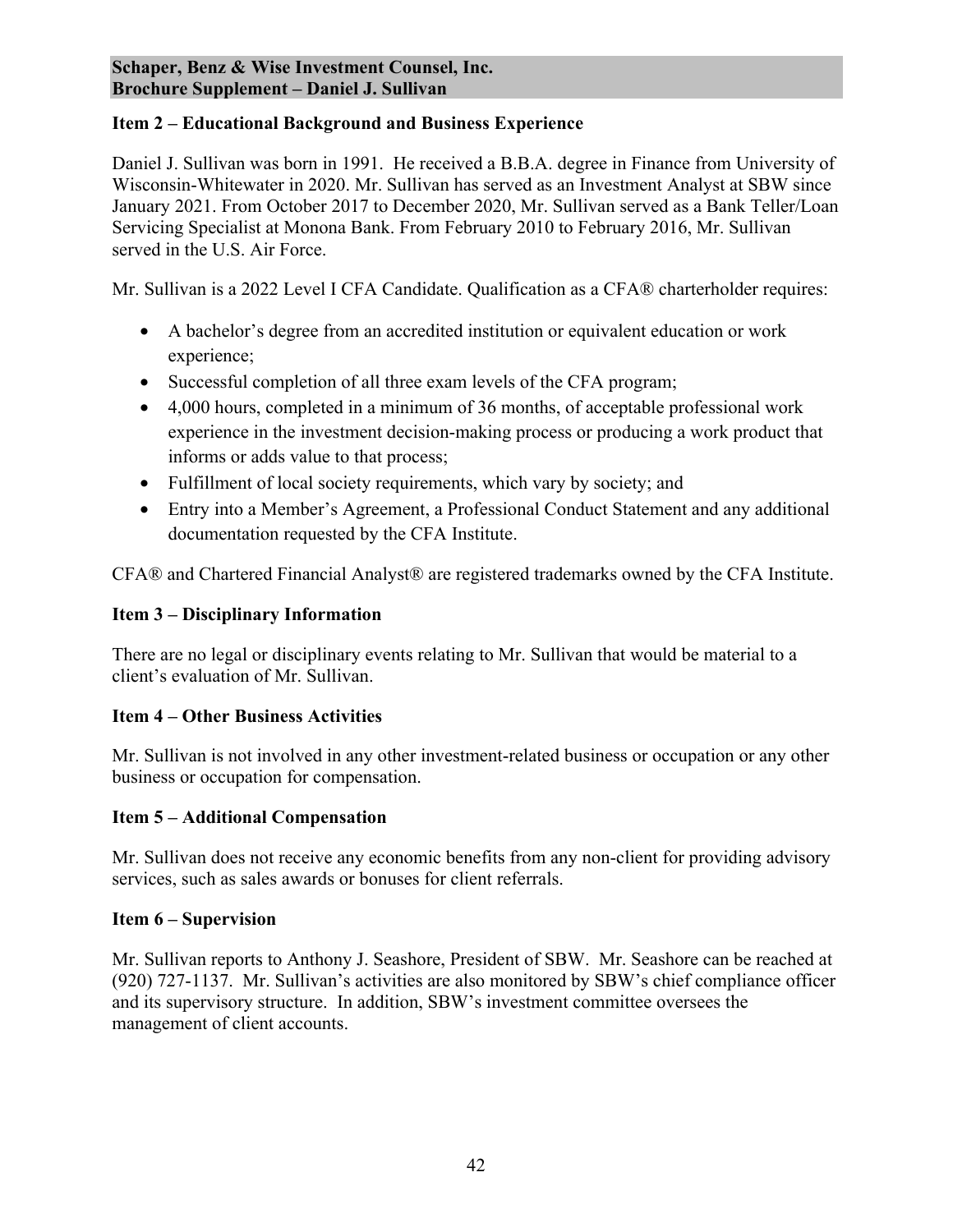**Schaper, Benz & Wise Investment Counsel, Inc.**
**Brochure Supplement – Daniel J. Sullivan**

## Item 2 – Educational Background and Business Experience

Daniel J. Sullivan was born in 1991. He received a B.B.A. degree in Finance from University of Wisconsin-Whitewater in 2020. Mr. Sullivan has served as an Investment Analyst at SBW since January 2021. From October 2017 to December 2020, Mr. Sullivan served as a Bank Teller/Loan Servicing Specialist at Monona Bank. From February 2010 to February 2016, Mr. Sullivan served in the U.S. Air Force.

Mr. Sullivan is a 2022 Level I CFA Candidate. Qualification as a CFA® charterholder requires:

- A bachelor's degree from an accredited institution or equivalent education or work experience;
- Successful completion of all three exam levels of the CFA program;
- 4,000 hours, completed in a minimum of 36 months, of acceptable professional work experience in the investment decision-making process or producing a work product that informs or adds value to that process;
- Fulfillment of local society requirements, which vary by society; and
- Entry into a Member's Agreement, a Professional Conduct Statement and any additional documentation requested by the CFA Institute.

CFA® and Chartered Financial Analyst® are registered trademarks owned by the CFA Institute.

## Item 3 – Disciplinary Information

There are no legal or disciplinary events relating to Mr. Sullivan that would be material to a client's evaluation of Mr. Sullivan.

## Item 4 – Other Business Activities

Mr. Sullivan is not involved in any other investment-related business or occupation or any other business or occupation for compensation.

## Item 5 – Additional Compensation

Mr. Sullivan does not receive any economic benefits from any non-client for providing advisory services, such as sales awards or bonuses for client referrals.

## Item 6 – Supervision

Mr. Sullivan reports to Anthony J. Seashore, President of SBW. Mr. Seashore can be reached at (920) 727-1137. Mr. Sullivan's activities are also monitored by SBW's chief compliance officer and its supervisory structure. In addition, SBW's investment committee oversees the management of client accounts.